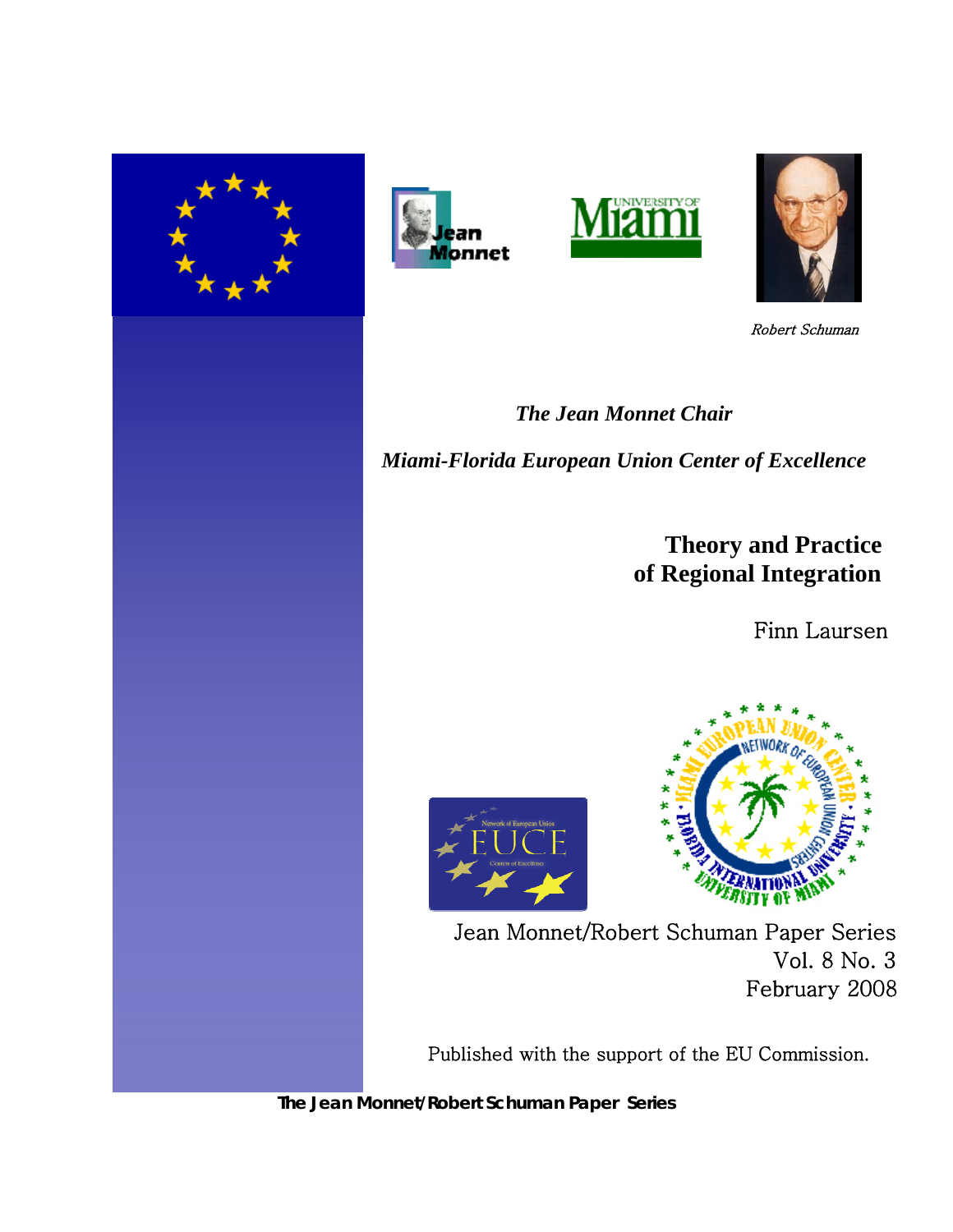Robert Schuman

*The Jean Monnet Chair*

*Miami-Florida European Union Center of Excellence*

# Theory and Practice of Regional Integration

Finn Laursen

Jean Monnet/Robert Schuman Paper Series
Vol. 8 No. 3
February 2008

Published with the support of the EU Commission.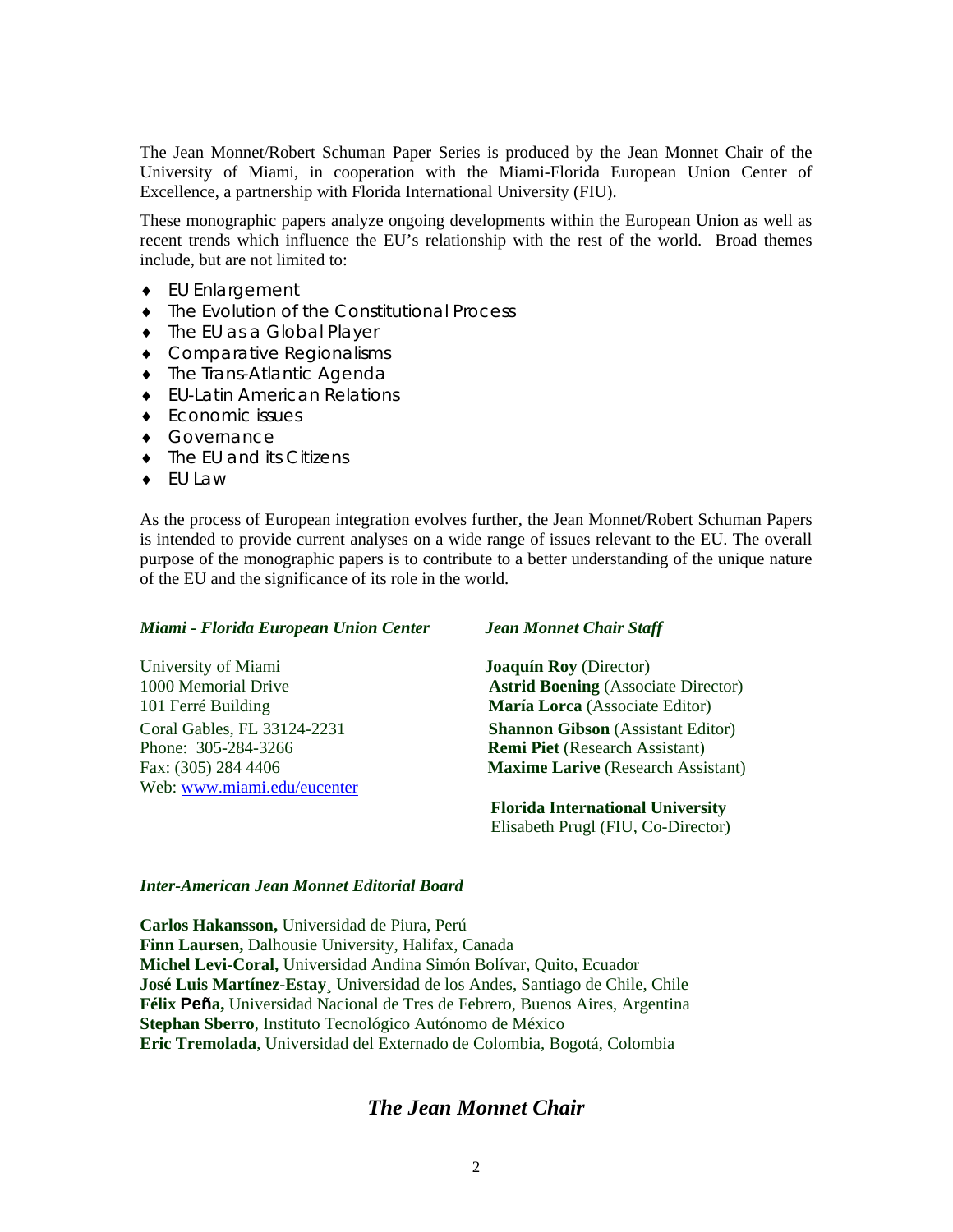The Jean Monnet/Robert Schuman Paper Series is produced by the Jean Monnet Chair of the University of Miami, in cooperation with the Miami-Florida European Union Center of Excellence, a partnership with Florida International University (FIU).

These monographic papers analyze ongoing developments within the European Union as well as recent trends which influence the EU's relationship with the rest of the world. Broad themes include, but are not limited to:

- EU Enlargement
- The Evolution of the Constitutional Process
- The EU as a Global Player
- Comparative Regionalisms
- The Trans-Atlantic Agenda
- EU-Latin American Relations
- Economic issues
- Governance
- The EU and its Citizens
- EU Law

As the process of European integration evolves further, the Jean Monnet/Robert Schuman Papers is intended to provide current analyses on a wide range of issues relevant to the EU. The overall purpose of the monographic papers is to contribute to a better understanding of the unique nature of the EU and the significance of its role in the world.

***Miami - Florida European Union Center***

University of Miami
1000 Memorial Drive
101 Ferré Building
Coral Gables, FL 33124-2231
Phone: 305-284-3266
Fax: (305) 284 4406
Web: www.miami.edu/eucenter

***Jean Monnet Chair Staff***

**Joaquín Roy** (Director)
**Astrid Boening** (Associate Director)
**María Lorca** (Associate Editor)
**Shannon Gibson** (Assistant Editor)
**Remi Piet** (Research Assistant)
**Maxime Larive** (Research Assistant)

**Florida International University**
Elisabeth Prugl (FIU, Co-Director)

***Inter-American Jean Monnet Editorial Board***

**Carlos Hakansson,** Universidad de Piura, Perú
**Finn Laursen,** Dalhousie University, Halifax, Canada
**Michel Levi-Coral,** Universidad Andina Simón Bolívar, Quito, Ecuador
**José Luis Martínez-Estay**¸ Universidad de los Andes, Santiago de Chile, Chile
**Félix Peña,** Universidad Nacional de Tres de Febrero, Buenos Aires, Argentina
**Stephan Sberro**, Instituto Tecnológico Autónomo de México
**Eric Tremolada**, Universidad del Externado de Colombia, Bogotá, Colombia

## *The Jean Monnet Chair*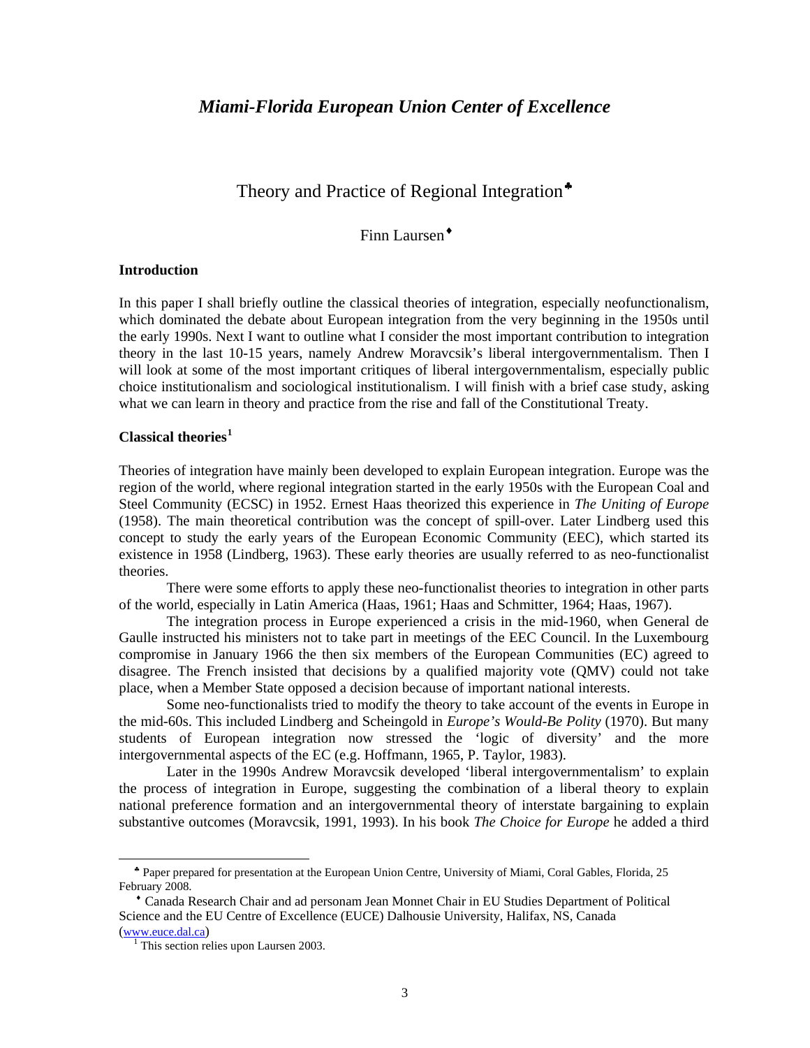*Miami-Florida European Union Center of Excellence*

# Theory and Practice of Regional Integration[♣]

Finn Laursen[♦]

## Introduction

In this paper I shall briefly outline the classical theories of integration, especially neofunctionalism, which dominated the debate about European integration from the very beginning in the 1950s until the early 1990s. Next I want to outline what I consider the most important contribution to integration theory in the last 10-15 years, namely Andrew Moravcsik's liberal intergovernmentalism. Then I will look at some of the most important critiques of liberal intergovernmentalism, especially public choice institutionalism and sociological institutionalism. I will finish with a brief case study, asking what we can learn in theory and practice from the rise and fall of the Constitutional Treaty.

## Classical theories[1]

Theories of integration have mainly been developed to explain European integration. Europe was the region of the world, where regional integration started in the early 1950s with the European Coal and Steel Community (ECSC) in 1952. Ernest Haas theorized this experience in *The Uniting of Europe* (1958). The main theoretical contribution was the concept of spill-over. Later Lindberg used this concept to study the early years of the European Economic Community (EEC), which started its existence in 1958 (Lindberg, 1963). These early theories are usually referred to as neo-functionalist theories.

There were some efforts to apply these neo-functionalist theories to integration in other parts of the world, especially in Latin America (Haas, 1961; Haas and Schmitter, 1964; Haas, 1967).

The integration process in Europe experienced a crisis in the mid-1960, when General de Gaulle instructed his ministers not to take part in meetings of the EEC Council. In the Luxembourg compromise in January 1966 the then six members of the European Communities (EC) agreed to disagree. The French insisted that decisions by a qualified majority vote (QMV) could not take place, when a Member State opposed a decision because of important national interests.

Some neo-functionalists tried to modify the theory to take account of the events in Europe in the mid-60s. This included Lindberg and Scheingold in *Europe's Would-Be Polity* (1970). But many students of European integration now stressed the 'logic of diversity' and the more intergovernmental aspects of the EC (e.g. Hoffmann, 1965, P. Taylor, 1983).

Later in the 1990s Andrew Moravcsik developed 'liberal intergovernmentalism' to explain the process of integration in Europe, suggesting the combination of a liberal theory to explain national preference formation and an intergovernmental theory of interstate bargaining to explain substantive outcomes (Moravcsik, 1991, 1993). In his book *The Choice for Europe* he added a third

---

[♣] Paper prepared for presentation at the European Union Centre, University of Miami, Coral Gables, Florida, 25 February 2008.

[♦] Canada Research Chair and ad personam Jean Monnet Chair in EU Studies Department of Political Science and the EU Centre of Excellence (EUCE) Dalhousie University, Halifax, NS, Canada (www.euce.dal.ca)

[1] This section relies upon Laursen 2003.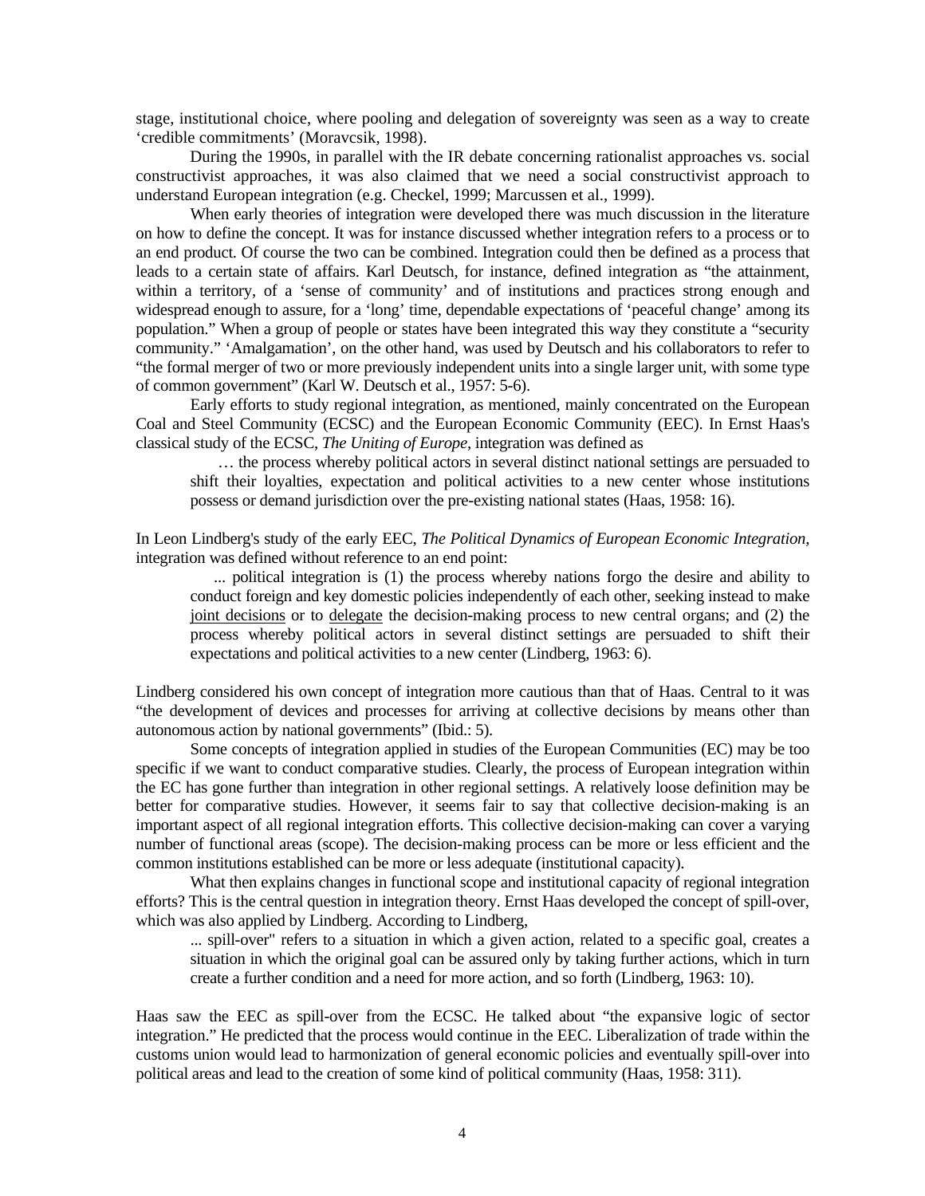stage, institutional choice, where pooling and delegation of sovereignty was seen as a way to create 'credible commitments' (Moravcsik, 1998).

During the 1990s, in parallel with the IR debate concerning rationalist approaches vs. social constructivist approaches, it was also claimed that we need a social constructivist approach to understand European integration (e.g. Checkel, 1999; Marcussen et al., 1999).

When early theories of integration were developed there was much discussion in the literature on how to define the concept. It was for instance discussed whether integration refers to a process or to an end product. Of course the two can be combined. Integration could then be defined as a process that leads to a certain state of affairs. Karl Deutsch, for instance, defined integration as "the attainment, within a territory, of a 'sense of community' and of institutions and practices strong enough and widespread enough to assure, for a 'long' time, dependable expectations of 'peaceful change' among its population." When a group of people or states have been integrated this way they constitute a "security community." 'Amalgamation', on the other hand, was used by Deutsch and his collaborators to refer to "the formal merger of two or more previously independent units into a single larger unit, with some type of common government" (Karl W. Deutsch et al., 1957: 5-6).

Early efforts to study regional integration, as mentioned, mainly concentrated on the European Coal and Steel Community (ECSC) and the European Economic Community (EEC). In Ernst Haas's classical study of the ECSC, *The Uniting of Europe*, integration was defined as

> … the process whereby political actors in several distinct national settings are persuaded to shift their loyalties, expectation and political activities to a new center whose institutions possess or demand jurisdiction over the pre-existing national states (Haas, 1958: 16).

In Leon Lindberg's study of the early EEC, *The Political Dynamics of European Economic Integration*, integration was defined without reference to an end point:

> ... political integration is (1) the process whereby nations forgo the desire and ability to conduct foreign and key domestic policies independently of each other, seeking instead to make <u>joint decisions</u> or to <u>delegate</u> the decision-making process to new central organs; and (2) the process whereby political actors in several distinct settings are persuaded to shift their expectations and political activities to a new center (Lindberg, 1963: 6).

Lindberg considered his own concept of integration more cautious than that of Haas. Central to it was "the development of devices and processes for arriving at collective decisions by means other than autonomous action by national governments" (Ibid.: 5).

Some concepts of integration applied in studies of the European Communities (EC) may be too specific if we want to conduct comparative studies. Clearly, the process of European integration within the EC has gone further than integration in other regional settings. A relatively loose definition may be better for comparative studies. However, it seems fair to say that collective decision-making is an important aspect of all regional integration efforts. This collective decision-making can cover a varying number of functional areas (scope). The decision-making process can be more or less efficient and the common institutions established can be more or less adequate (institutional capacity).

What then explains changes in functional scope and institutional capacity of regional integration efforts? This is the central question in integration theory. Ernst Haas developed the concept of spill-over, which was also applied by Lindberg. According to Lindberg,

> ... spill-over" refers to a situation in which a given action, related to a specific goal, creates a situation in which the original goal can be assured only by taking further actions, which in turn create a further condition and a need for more action, and so forth (Lindberg, 1963: 10).

Haas saw the EEC as spill-over from the ECSC. He talked about "the expansive logic of sector integration." He predicted that the process would continue in the EEC. Liberalization of trade within the customs union would lead to harmonization of general economic policies and eventually spill-over into political areas and lead to the creation of some kind of political community (Haas, 1958: 311).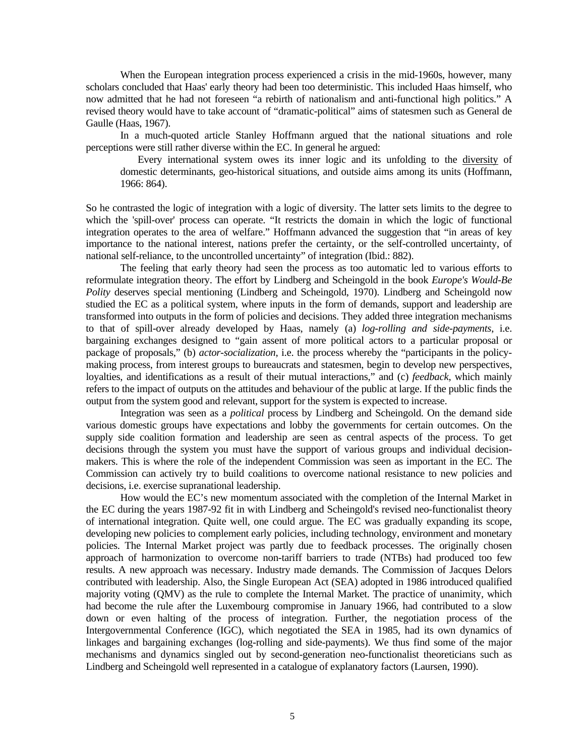When the European integration process experienced a crisis in the mid-1960s, however, many scholars concluded that Haas' early theory had been too deterministic. This included Haas himself, who now admitted that he had not foreseen "a rebirth of nationalism and anti-functional high politics." A revised theory would have to take account of "dramatic-political" aims of statesmen such as General de Gaulle (Haas, 1967).

In a much-quoted article Stanley Hoffmann argued that the national situations and role perceptions were still rather diverse within the EC. In general he argued:

> Every international system owes its inner logic and its unfolding to the diversity of domestic determinants, geo-historical situations, and outside aims among its units (Hoffmann, 1966: 864).

So he contrasted the logic of integration with a logic of diversity. The latter sets limits to the degree to which the 'spill-over' process can operate. "It restricts the domain in which the logic of functional integration operates to the area of welfare." Hoffmann advanced the suggestion that "in areas of key importance to the national interest, nations prefer the certainty, or the self-controlled uncertainty, of national self-reliance, to the uncontrolled uncertainty" of integration (Ibid.: 882).

The feeling that early theory had seen the process as too automatic led to various efforts to reformulate integration theory. The effort by Lindberg and Scheingold in the book *Europe's Would-Be Polity* deserves special mentioning (Lindberg and Scheingold, 1970). Lindberg and Scheingold now studied the EC as a political system, where inputs in the form of demands, support and leadership are transformed into outputs in the form of policies and decisions. They added three integration mechanisms to that of spill-over already developed by Haas, namely (a) *log-rolling and side-payments*, i.e. bargaining exchanges designed to "gain assent of more political actors to a particular proposal or package of proposals," (b) *actor-socialization*, i.e. the process whereby the "participants in the policy-making process, from interest groups to bureaucrats and statesmen, begin to develop new perspectives, loyalties, and identifications as a result of their mutual interactions," and (c) *feedback*, which mainly refers to the impact of outputs on the attitudes and behaviour of the public at large. If the public finds the output from the system good and relevant, support for the system is expected to increase.

Integration was seen as a *political* process by Lindberg and Scheingold. On the demand side various domestic groups have expectations and lobby the governments for certain outcomes. On the supply side coalition formation and leadership are seen as central aspects of the process. To get decisions through the system you must have the support of various groups and individual decision-makers. This is where the role of the independent Commission was seen as important in the EC. The Commission can actively try to build coalitions to overcome national resistance to new policies and decisions, i.e. exercise supranational leadership.

How would the EC's new momentum associated with the completion of the Internal Market in the EC during the years 1987-92 fit in with Lindberg and Scheingold's revised neo-functionalist theory of international integration. Quite well, one could argue. The EC was gradually expanding its scope, developing new policies to complement early policies, including technology, environment and monetary policies. The Internal Market project was partly due to feedback processes. The originally chosen approach of harmonization to overcome non-tariff barriers to trade (NTBs) had produced too few results. A new approach was necessary. Industry made demands. The Commission of Jacques Delors contributed with leadership. Also, the Single European Act (SEA) adopted in 1986 introduced qualified majority voting (QMV) as the rule to complete the Internal Market. The practice of unanimity, which had become the rule after the Luxembourg compromise in January 1966, had contributed to a slow down or even halting of the process of integration. Further, the negotiation process of the Intergovernmental Conference (IGC), which negotiated the SEA in 1985, had its own dynamics of linkages and bargaining exchanges (log-rolling and side-payments). We thus find some of the major mechanisms and dynamics singled out by second-generation neo-functionalist theoreticians such as Lindberg and Scheingold well represented in a catalogue of explanatory factors (Laursen, 1990).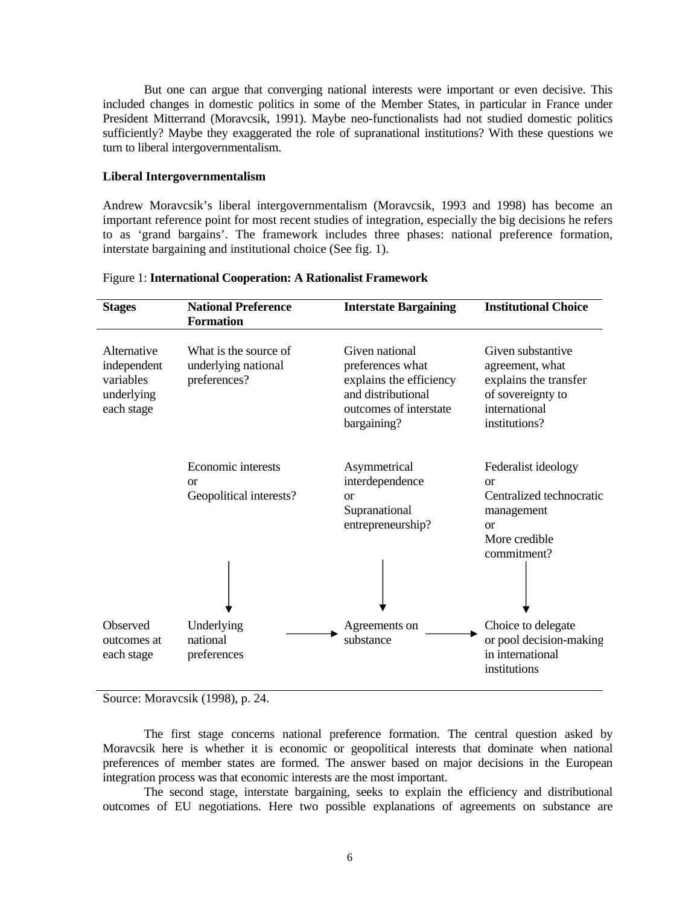But one can argue that converging national interests were important or even decisive. This included changes in domestic politics in some of the Member States, in particular in France under President Mitterrand (Moravcsik, 1991). Maybe neo-functionalists had not studied domestic politics sufficiently? Maybe they exaggerated the role of supranational institutions? With these questions we turn to liberal intergovernmentalism.

**Liberal Intergovernmentalism**

Andrew Moravcsik's liberal intergovernmentalism (Moravcsik, 1993 and 1998) has become an important reference point for most recent studies of integration, especially the big decisions he refers to as 'grand bargains'. The framework includes three phases: national preference formation, interstate bargaining and institutional choice (See fig. 1).

Figure 1: **International Cooperation: A Rationalist Framework**

| **Stages** | **National Preference Formation** | **Interstate Bargaining** | **Institutional Choice** |
|---|---|---|---|
| Alternative independent variables underlying each stage | What is the source of underlying national preferences? | Given national preferences what explains the efficiency and distributional outcomes of interstate bargaining? | Given substantive agreement, what explains the transfer of sovereignty to international institutions? |
| | Economic interests or Geopolitical interests? | Asymmetrical interdependence or Supranational entrepreneurship? | Federalist ideology or Centralized technocratic management or More credible commitment? |
| | ↓ | ↓ | ↓ |
| Observed outcomes at each stage | Underlying national preferences → | Agreements on substance → | Choice to delegate or pool decision-making in international institutions |

Source: Moravcsik (1998), p. 24.

The first stage concerns national preference formation. The central question asked by Moravcsik here is whether it is economic or geopolitical interests that dominate when national preferences of member states are formed. The answer based on major decisions in the European integration process was that economic interests are the most important.

The second stage, interstate bargaining, seeks to explain the efficiency and distributional outcomes of EU negotiations. Here two possible explanations of agreements on substance are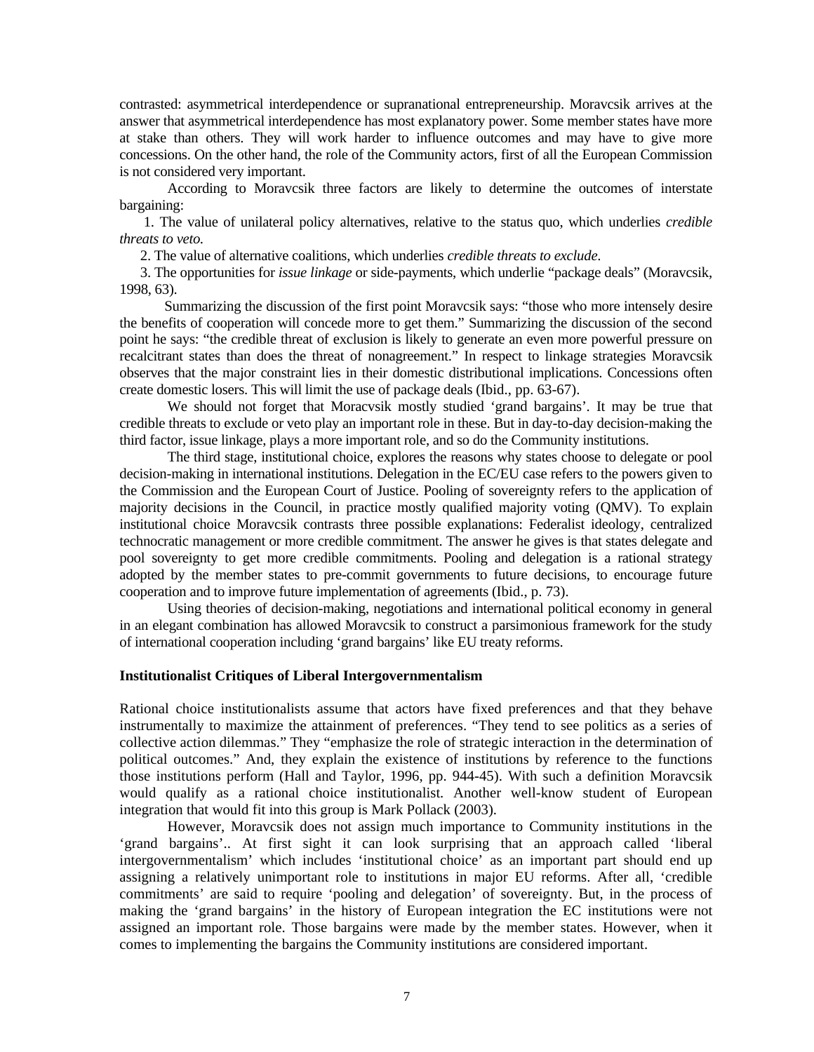contrasted: asymmetrical interdependence or supranational entrepreneurship. Moravcsik arrives at the answer that asymmetrical interdependence has most explanatory power. Some member states have more at stake than others. They will work harder to influence outcomes and may have to give more concessions. On the other hand, the role of the Community actors, first of all the European Commission is not considered very important.

According to Moravcsik three factors are likely to determine the outcomes of interstate bargaining:

1. The value of unilateral policy alternatives, relative to the status quo, which underlies *credible threats to veto.*
2. The value of alternative coalitions, which underlies *credible threats to exclude*.
3. The opportunities for *issue linkage* or side-payments, which underlie "package deals" (Moravcsik, 1998, 63).

Summarizing the discussion of the first point Moravcsik says: "those who more intensely desire the benefits of cooperation will concede more to get them." Summarizing the discussion of the second point he says: "the credible threat of exclusion is likely to generate an even more powerful pressure on recalcitrant states than does the threat of nonagreement." In respect to linkage strategies Moravcsik observes that the major constraint lies in their domestic distributional implications. Concessions often create domestic losers. This will limit the use of package deals (Ibid., pp. 63-67).

We should not forget that Moracvsik mostly studied 'grand bargains'. It may be true that credible threats to exclude or veto play an important role in these. But in day-to-day decision-making the third factor, issue linkage, plays a more important role, and so do the Community institutions.

The third stage, institutional choice, explores the reasons why states choose to delegate or pool decision-making in international institutions. Delegation in the EC/EU case refers to the powers given to the Commission and the European Court of Justice. Pooling of sovereignty refers to the application of majority decisions in the Council, in practice mostly qualified majority voting (QMV). To explain institutional choice Moravcsik contrasts three possible explanations: Federalist ideology, centralized technocratic management or more credible commitment. The answer he gives is that states delegate and pool sovereignty to get more credible commitments. Pooling and delegation is a rational strategy adopted by the member states to pre-commit governments to future decisions, to encourage future cooperation and to improve future implementation of agreements (Ibid., p. 73).

Using theories of decision-making, negotiations and international political economy in general in an elegant combination has allowed Moravcsik to construct a parsimonious framework for the study of international cooperation including 'grand bargains' like EU treaty reforms.

### Institutionalist Critiques of Liberal Intergovernmentalism

Rational choice institutionalists assume that actors have fixed preferences and that they behave instrumentally to maximize the attainment of preferences. "They tend to see politics as a series of collective action dilemmas." They "emphasize the role of strategic interaction in the determination of political outcomes." And, they explain the existence of institutions by reference to the functions those institutions perform (Hall and Taylor, 1996, pp. 944-45). With such a definition Moravcsik would qualify as a rational choice institutionalist. Another well-know student of European integration that would fit into this group is Mark Pollack (2003).

However, Moravcsik does not assign much importance to Community institutions in the 'grand bargains'.. At first sight it can look surprising that an approach called 'liberal intergovernmentalism' which includes 'institutional choice' as an important part should end up assigning a relatively unimportant role to institutions in major EU reforms. After all, 'credible commitments' are said to require 'pooling and delegation' of sovereignty. But, in the process of making the 'grand bargains' in the history of European integration the EC institutions were not assigned an important role. Those bargains were made by the member states. However, when it comes to implementing the bargains the Community institutions are considered important.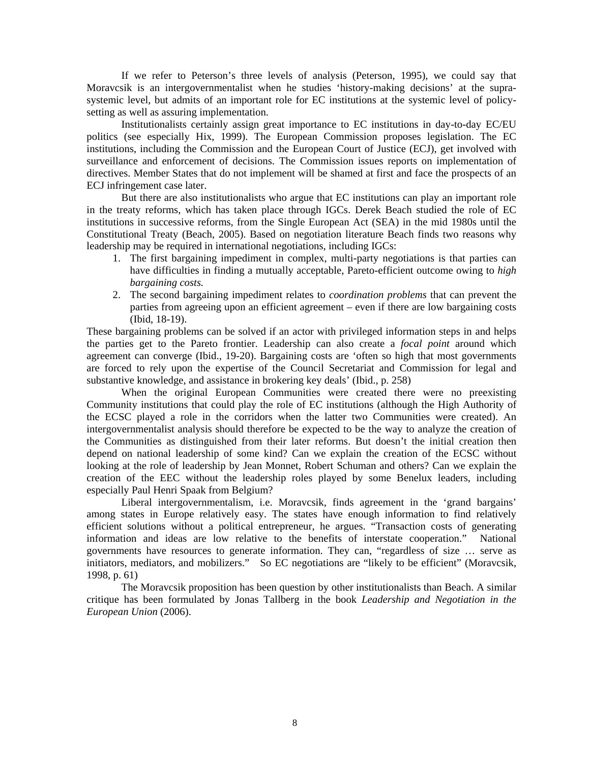If we refer to Peterson's three levels of analysis (Peterson, 1995), we could say that Moravcsik is an intergovernmentalist when he studies 'history-making decisions' at the supra-systemic level, but admits of an important role for EC institutions at the systemic level of policy-setting as well as assuring implementation.

Institutionalists certainly assign great importance to EC institutions in day-to-day EC/EU politics (see especially Hix, 1999). The European Commission proposes legislation. The EC institutions, including the Commission and the European Court of Justice (ECJ), get involved with surveillance and enforcement of decisions. The Commission issues reports on implementation of directives. Member States that do not implement will be shamed at first and face the prospects of an ECJ infringement case later.

But there are also institutionalists who argue that EC institutions can play an important role in the treaty reforms, which has taken place through IGCs. Derek Beach studied the role of EC institutions in successive reforms, from the Single European Act (SEA) in the mid 1980s until the Constitutional Treaty (Beach, 2005). Based on negotiation literature Beach finds two reasons why leadership may be required in international negotiations, including IGCs:

1. The first bargaining impediment in complex, multi-party negotiations is that parties can have difficulties in finding a mutually acceptable, Pareto-efficient outcome owing to *high bargaining costs.*
2. The second bargaining impediment relates to *coordination problems* that can prevent the parties from agreeing upon an efficient agreement – even if there are low bargaining costs (Ibid, 18-19).

These bargaining problems can be solved if an actor with privileged information steps in and helps the parties get to the Pareto frontier. Leadership can also create a *focal point* around which agreement can converge (Ibid., 19-20). Bargaining costs are 'often so high that most governments are forced to rely upon the expertise of the Council Secretariat and Commission for legal and substantive knowledge, and assistance in brokering key deals' (Ibid., p. 258)

When the original European Communities were created there were no preexisting Community institutions that could play the role of EC institutions (although the High Authority of the ECSC played a role in the corridors when the latter two Communities were created). An intergovernmentalist analysis should therefore be expected to be the way to analyze the creation of the Communities as distinguished from their later reforms. But doesn't the initial creation then depend on national leadership of some kind? Can we explain the creation of the ECSC without looking at the role of leadership by Jean Monnet, Robert Schuman and others? Can we explain the creation of the EEC without the leadership roles played by some Benelux leaders, including especially Paul Henri Spaak from Belgium?

Liberal intergovernmentalism, i.e. Moravcsik, finds agreement in the 'grand bargains' among states in Europe relatively easy. The states have enough information to find relatively efficient solutions without a political entrepreneur, he argues. "Transaction costs of generating information and ideas are low relative to the benefits of interstate cooperation." National governments have resources to generate information. They can, "regardless of size … serve as initiators, mediators, and mobilizers." So EC negotiations are "likely to be efficient" (Moravcsik, 1998, p. 61)

The Moravcsik proposition has been question by other institutionalists than Beach. A similar critique has been formulated by Jonas Tallberg in the book *Leadership and Negotiation in the European Union* (2006).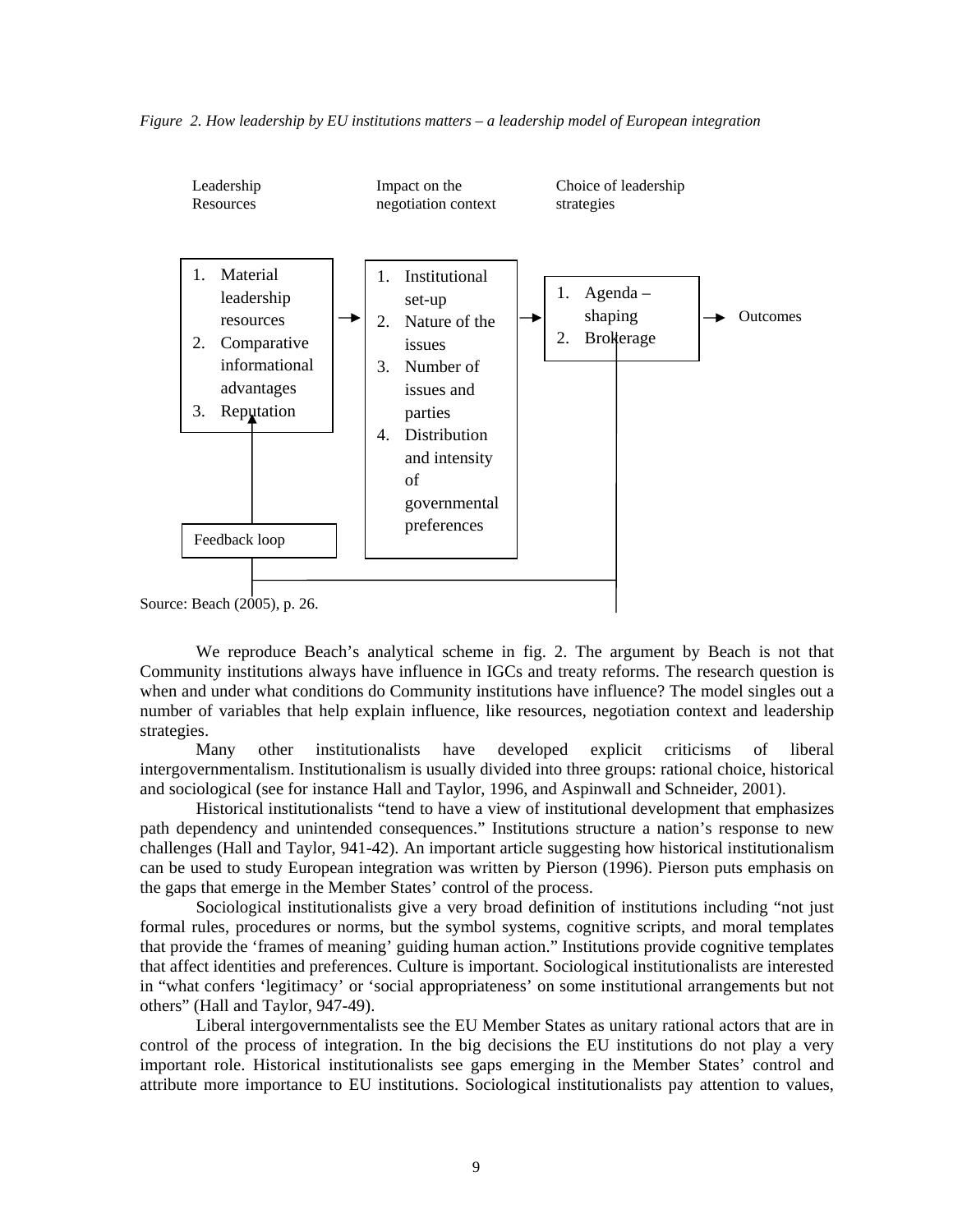*Figure 2. How leadership by EU institutions matters – a leadership model of European integration*

| Leadership Resources | Impact on the negotiation context | Choice of leadership strategies | |
|---|---|---|---|
| 1. Material leadership resources<br>2. Comparative informational advantages<br>3. Reputation | 1. Institutional set-up<br>2. Nature of the issues<br>3. Number of issues and parties<br>4. Distribution and intensity of governmental preferences | 1. Agenda – shaping<br>2. Brokerage | Outcomes |

Feedback loop

Source: Beach (2005), p. 26.

We reproduce Beach's analytical scheme in fig. 2. The argument by Beach is not that Community institutions always have influence in IGCs and treaty reforms. The research question is when and under what conditions do Community institutions have influence? The model singles out a number of variables that help explain influence, like resources, negotiation context and leadership strategies.

Many other institutionalists have developed explicit criticisms of liberal intergovernmentalism. Institutionalism is usually divided into three groups: rational choice, historical and sociological (see for instance Hall and Taylor, 1996, and Aspinwall and Schneider, 2001).

Historical institutionalists "tend to have a view of institutional development that emphasizes path dependency and unintended consequences." Institutions structure a nation's response to new challenges (Hall and Taylor, 941-42). An important article suggesting how historical institutionalism can be used to study European integration was written by Pierson (1996). Pierson puts emphasis on the gaps that emerge in the Member States' control of the process.

Sociological institutionalists give a very broad definition of institutions including "not just formal rules, procedures or norms, but the symbol systems, cognitive scripts, and moral templates that provide the 'frames of meaning' guiding human action." Institutions provide cognitive templates that affect identities and preferences. Culture is important. Sociological institutionalists are interested in "what confers 'legitimacy' or 'social appropriateness' on some institutional arrangements but not others" (Hall and Taylor, 947-49).

Liberal intergovernmentalists see the EU Member States as unitary rational actors that are in control of the process of integration. In the big decisions the EU institutions do not play a very important role. Historical institutionalists see gaps emerging in the Member States' control and attribute more importance to EU institutions. Sociological institutionalists pay attention to values,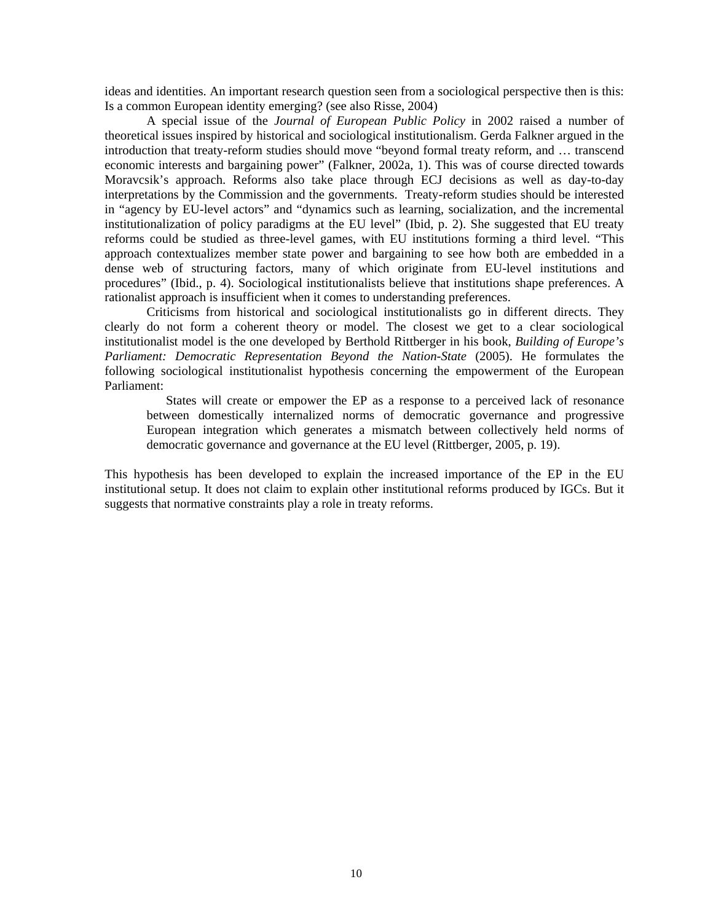ideas and identities. An important research question seen from a sociological perspective then is this: Is a common European identity emerging? (see also Risse, 2004)

A special issue of the *Journal of European Public Policy* in 2002 raised a number of theoretical issues inspired by historical and sociological institutionalism. Gerda Falkner argued in the introduction that treaty-reform studies should move "beyond formal treaty reform, and … transcend economic interests and bargaining power" (Falkner, 2002a, 1). This was of course directed towards Moravcsik's approach. Reforms also take place through ECJ decisions as well as day-to-day interpretations by the Commission and the governments. Treaty-reform studies should be interested in "agency by EU-level actors" and "dynamics such as learning, socialization, and the incremental institutionalization of policy paradigms at the EU level" (Ibid, p. 2). She suggested that EU treaty reforms could be studied as three-level games, with EU institutions forming a third level. "This approach contextualizes member state power and bargaining to see how both are embedded in a dense web of structuring factors, many of which originate from EU-level institutions and procedures" (Ibid., p. 4). Sociological institutionalists believe that institutions shape preferences. A rationalist approach is insufficient when it comes to understanding preferences.

Criticisms from historical and sociological institutionalists go in different directs. They clearly do not form a coherent theory or model. The closest we get to a clear sociological institutionalist model is the one developed by Berthold Rittberger in his book, *Building of Europe's Parliament: Democratic Representation Beyond the Nation-State* (2005). He formulates the following sociological institutionalist hypothesis concerning the empowerment of the European Parliament:

> States will create or empower the EP as a response to a perceived lack of resonance between domestically internalized norms of democratic governance and progressive European integration which generates a mismatch between collectively held norms of democratic governance and governance at the EU level (Rittberger, 2005, p. 19).

This hypothesis has been developed to explain the increased importance of the EP in the EU institutional setup. It does not claim to explain other institutional reforms produced by IGCs. But it suggests that normative constraints play a role in treaty reforms.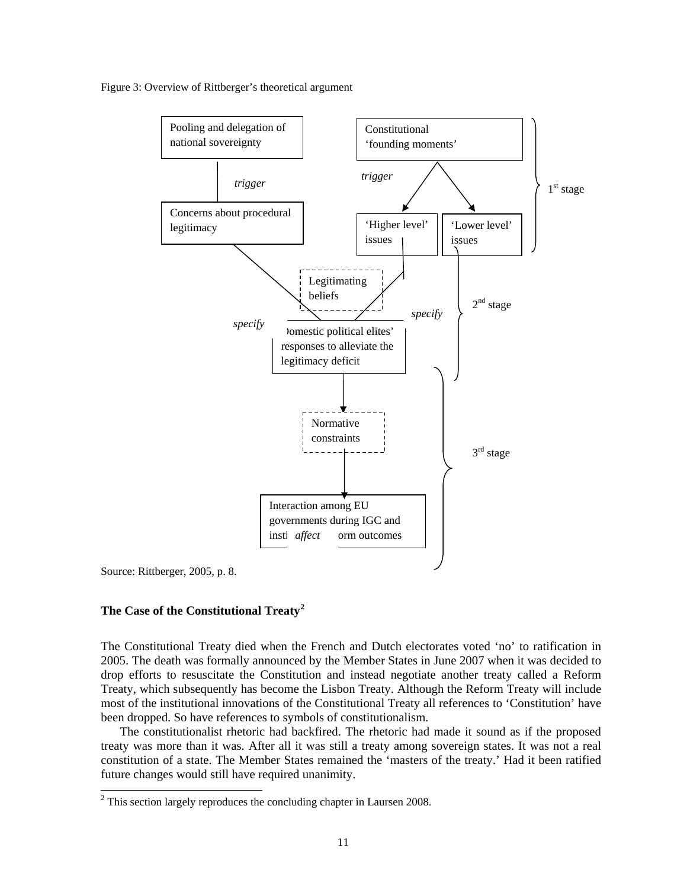Figure 3: Overview of Rittberger's theoretical argument

Pooling and delegation of national sovereignty

*trigger*

Concerns about procedural legitimacy

Constitutional 'founding moments'

*trigger*

'Higher level' issues

'Lower level' issues

1[st] stage

Legitimating beliefs

*specify*

*specify*

Domestic political elites' responses to alleviate the legitimacy deficit

2[nd] stage

Normative constraints

*affect*

Interaction among EU governments during IGC and institutional reform outcomes

3[rd] stage

Source: Rittberger, 2005, p. 8.

## The Case of the Constitutional Treaty[2]

The Constitutional Treaty died when the French and Dutch electorates voted 'no' to ratification in 2005. The death was formally announced by the Member States in June 2007 when it was decided to drop efforts to resuscitate the Constitution and instead negotiate another treaty called a Reform Treaty, which subsequently has become the Lisbon Treaty. Although the Reform Treaty will include most of the institutional innovations of the Constitutional Treaty all references to 'Constitution' have been dropped. So have references to symbols of constitutionalism.

The constitutionalist rhetoric had backfired. The rhetoric had made it sound as if the proposed treaty was more than it was. After all it was still a treaty among sovereign states. It was not a real constitution of a state. The Member States remained the 'masters of the treaty.' Had it been ratified future changes would still have required unanimity.

[2] This section largely reproduces the concluding chapter in Laursen 2008.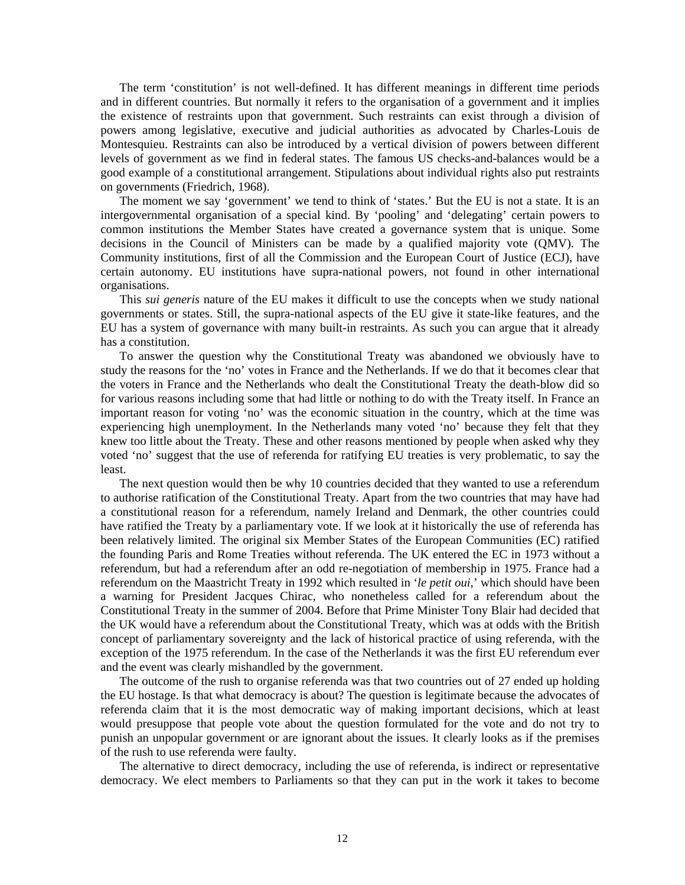The term 'constitution' is not well-defined. It has different meanings in different time periods and in different countries. But normally it refers to the organisation of a government and it implies the existence of restraints upon that government. Such restraints can exist through a division of powers among legislative, executive and judicial authorities as advocated by Charles-Louis de Montesquieu. Restraints can also be introduced by a vertical division of powers between different levels of government as we find in federal states. The famous US checks-and-balances would be a good example of a constitutional arrangement. Stipulations about individual rights also put restraints on governments (Friedrich, 1968).

The moment we say 'government' we tend to think of 'states.' But the EU is not a state. It is an intergovernmental organisation of a special kind. By 'pooling' and 'delegating' certain powers to common institutions the Member States have created a governance system that is unique. Some decisions in the Council of Ministers can be made by a qualified majority vote (QMV). The Community institutions, first of all the Commission and the European Court of Justice (ECJ), have certain autonomy. EU institutions have supra-national powers, not found in other international organisations.

This *sui generis* nature of the EU makes it difficult to use the concepts when we study national governments or states. Still, the supra-national aspects of the EU give it state-like features, and the EU has a system of governance with many built-in restraints. As such you can argue that it already has a constitution.

To answer the question why the Constitutional Treaty was abandoned we obviously have to study the reasons for the 'no' votes in France and the Netherlands. If we do that it becomes clear that the voters in France and the Netherlands who dealt the Constitutional Treaty the death-blow did so for various reasons including some that had little or nothing to do with the Treaty itself. In France an important reason for voting 'no' was the economic situation in the country, which at the time was experiencing high unemployment. In the Netherlands many voted 'no' because they felt that they knew too little about the Treaty. These and other reasons mentioned by people when asked why they voted 'no' suggest that the use of referenda for ratifying EU treaties is very problematic, to say the least.

The next question would then be why 10 countries decided that they wanted to use a referendum to authorise ratification of the Constitutional Treaty. Apart from the two countries that may have had a constitutional reason for a referendum, namely Ireland and Denmark, the other countries could have ratified the Treaty by a parliamentary vote. If we look at it historically the use of referenda has been relatively limited. The original six Member States of the European Communities (EC) ratified the founding Paris and Rome Treaties without referenda. The UK entered the EC in 1973 without a referendum, but had a referendum after an odd re-negotiation of membership in 1975. France had a referendum on the Maastricht Treaty in 1992 which resulted in '*le petit oui*,' which should have been a warning for President Jacques Chirac, who nonetheless called for a referendum about the Constitutional Treaty in the summer of 2004. Before that Prime Minister Tony Blair had decided that the UK would have a referendum about the Constitutional Treaty, which was at odds with the British concept of parliamentary sovereignty and the lack of historical practice of using referenda, with the exception of the 1975 referendum. In the case of the Netherlands it was the first EU referendum ever and the event was clearly mishandled by the government.

The outcome of the rush to organise referenda was that two countries out of 27 ended up holding the EU hostage. Is that what democracy is about? The question is legitimate because the advocates of referenda claim that it is the most democratic way of making important decisions, which at least would presuppose that people vote about the question formulated for the vote and do not try to punish an unpopular government or are ignorant about the issues. It clearly looks as if the premises of the rush to use referenda were faulty.

The alternative to direct democracy, including the use of referenda, is indirect or representative democracy. We elect members to Parliaments so that they can put in the work it takes to become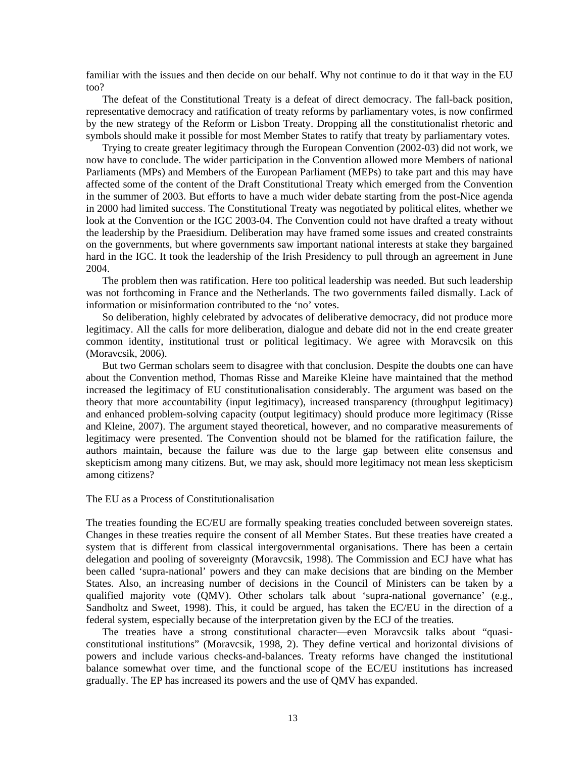familiar with the issues and then decide on our behalf. Why not continue to do it that way in the EU too?

The defeat of the Constitutional Treaty is a defeat of direct democracy. The fall-back position, representative democracy and ratification of treaty reforms by parliamentary votes, is now confirmed by the new strategy of the Reform or Lisbon Treaty. Dropping all the constitutionalist rhetoric and symbols should make it possible for most Member States to ratify that treaty by parliamentary votes.

Trying to create greater legitimacy through the European Convention (2002-03) did not work, we now have to conclude. The wider participation in the Convention allowed more Members of national Parliaments (MPs) and Members of the European Parliament (MEPs) to take part and this may have affected some of the content of the Draft Constitutional Treaty which emerged from the Convention in the summer of 2003. But efforts to have a much wider debate starting from the post-Nice agenda in 2000 had limited success. The Constitutional Treaty was negotiated by political elites, whether we look at the Convention or the IGC 2003-04. The Convention could not have drafted a treaty without the leadership by the Praesidium. Deliberation may have framed some issues and created constraints on the governments, but where governments saw important national interests at stake they bargained hard in the IGC. It took the leadership of the Irish Presidency to pull through an agreement in June 2004.

The problem then was ratification. Here too political leadership was needed. But such leadership was not forthcoming in France and the Netherlands. The two governments failed dismally. Lack of information or misinformation contributed to the 'no' votes.

So deliberation, highly celebrated by advocates of deliberative democracy, did not produce more legitimacy. All the calls for more deliberation, dialogue and debate did not in the end create greater common identity, institutional trust or political legitimacy. We agree with Moravcsik on this (Moravcsik, 2006).

But two German scholars seem to disagree with that conclusion. Despite the doubts one can have about the Convention method, Thomas Risse and Mareike Kleine have maintained that the method increased the legitimacy of EU constitutionalisation considerably. The argument was based on the theory that more accountability (input legitimacy), increased transparency (throughput legitimacy) and enhanced problem-solving capacity (output legitimacy) should produce more legitimacy (Risse and Kleine, 2007). The argument stayed theoretical, however, and no comparative measurements of legitimacy were presented. The Convention should not be blamed for the ratification failure, the authors maintain, because the failure was due to the large gap between elite consensus and skepticism among many citizens. But, we may ask, should more legitimacy not mean less skepticism among citizens?

## The EU as a Process of Constitutionalisation

The treaties founding the EC/EU are formally speaking treaties concluded between sovereign states. Changes in these treaties require the consent of all Member States. But these treaties have created a system that is different from classical intergovernmental organisations. There has been a certain delegation and pooling of sovereignty (Moravcsik, 1998). The Commission and ECJ have what has been called 'supra-national' powers and they can make decisions that are binding on the Member States. Also, an increasing number of decisions in the Council of Ministers can be taken by a qualified majority vote (QMV). Other scholars talk about 'supra-national governance' (e.g., Sandholtz and Sweet, 1998). This, it could be argued, has taken the EC/EU in the direction of a federal system, especially because of the interpretation given by the ECJ of the treaties.

The treaties have a strong constitutional character—even Moravcsik talks about "quasi-constitutional institutions" (Moravcsik, 1998, 2). They define vertical and horizontal divisions of powers and include various checks-and-balances. Treaty reforms have changed the institutional balance somewhat over time, and the functional scope of the EC/EU institutions has increased gradually. The EP has increased its powers and the use of QMV has expanded.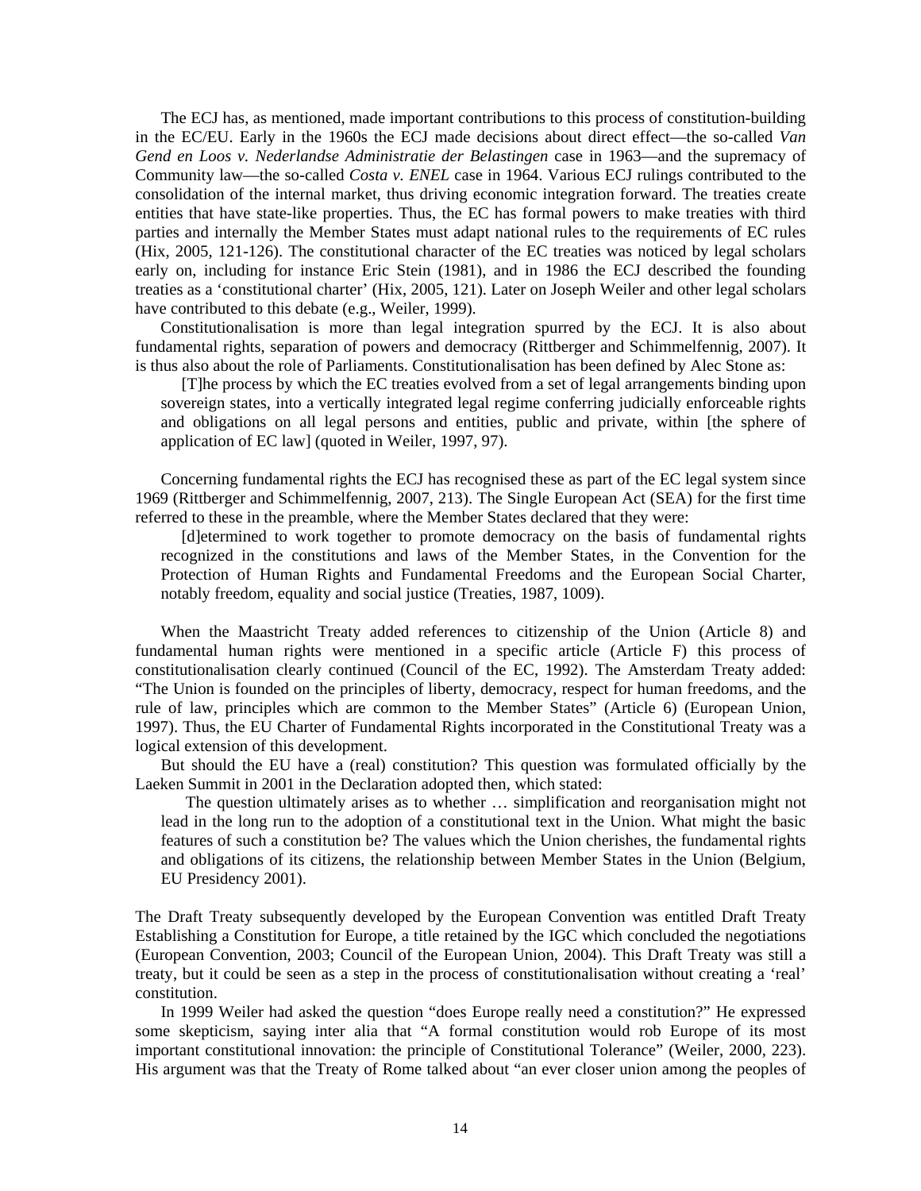The ECJ has, as mentioned, made important contributions to this process of constitution-building in the EC/EU. Early in the 1960s the ECJ made decisions about direct effect—the so-called *Van Gend en Loos v. Nederlandse Administratie der Belastingen* case in 1963—and the supremacy of Community law—the so-called *Costa v. ENEL* case in 1964. Various ECJ rulings contributed to the consolidation of the internal market, thus driving economic integration forward. The treaties create entities that have state-like properties. Thus, the EC has formal powers to make treaties with third parties and internally the Member States must adapt national rules to the requirements of EC rules (Hix, 2005, 121-126). The constitutional character of the EC treaties was noticed by legal scholars early on, including for instance Eric Stein (1981), and in 1986 the ECJ described the founding treaties as a 'constitutional charter' (Hix, 2005, 121). Later on Joseph Weiler and other legal scholars have contributed to this debate (e.g., Weiler, 1999).

Constitutionalisation is more than legal integration spurred by the ECJ. It is also about fundamental rights, separation of powers and democracy (Rittberger and Schimmelfennig, 2007). It is thus also about the role of Parliaments. Constitutionalisation has been defined by Alec Stone as:

> [T]he process by which the EC treaties evolved from a set of legal arrangements binding upon sovereign states, into a vertically integrated legal regime conferring judicially enforceable rights and obligations on all legal persons and entities, public and private, within [the sphere of application of EC law] (quoted in Weiler, 1997, 97).

Concerning fundamental rights the ECJ has recognised these as part of the EC legal system since 1969 (Rittberger and Schimmelfennig, 2007, 213). The Single European Act (SEA) for the first time referred to these in the preamble, where the Member States declared that they were:

> [d]etermined to work together to promote democracy on the basis of fundamental rights recognized in the constitutions and laws of the Member States, in the Convention for the Protection of Human Rights and Fundamental Freedoms and the European Social Charter, notably freedom, equality and social justice (Treaties, 1987, 1009).

When the Maastricht Treaty added references to citizenship of the Union (Article 8) and fundamental human rights were mentioned in a specific article (Article F) this process of constitutionalisation clearly continued (Council of the EC, 1992). The Amsterdam Treaty added: "The Union is founded on the principles of liberty, democracy, respect for human freedoms, and the rule of law, principles which are common to the Member States" (Article 6) (European Union, 1997). Thus, the EU Charter of Fundamental Rights incorporated in the Constitutional Treaty was a logical extension of this development.

But should the EU have a (real) constitution? This question was formulated officially by the Laeken Summit in 2001 in the Declaration adopted then, which stated:

> The question ultimately arises as to whether … simplification and reorganisation might not lead in the long run to the adoption of a constitutional text in the Union. What might the basic features of such a constitution be? The values which the Union cherishes, the fundamental rights and obligations of its citizens, the relationship between Member States in the Union (Belgium, EU Presidency 2001).

The Draft Treaty subsequently developed by the European Convention was entitled Draft Treaty Establishing a Constitution for Europe, a title retained by the IGC which concluded the negotiations (European Convention, 2003; Council of the European Union, 2004). This Draft Treaty was still a treaty, but it could be seen as a step in the process of constitutionalisation without creating a 'real' constitution.

In 1999 Weiler had asked the question "does Europe really need a constitution?" He expressed some skepticism, saying inter alia that "A formal constitution would rob Europe of its most important constitutional innovation: the principle of Constitutional Tolerance" (Weiler, 2000, 223). His argument was that the Treaty of Rome talked about "an ever closer union among the peoples of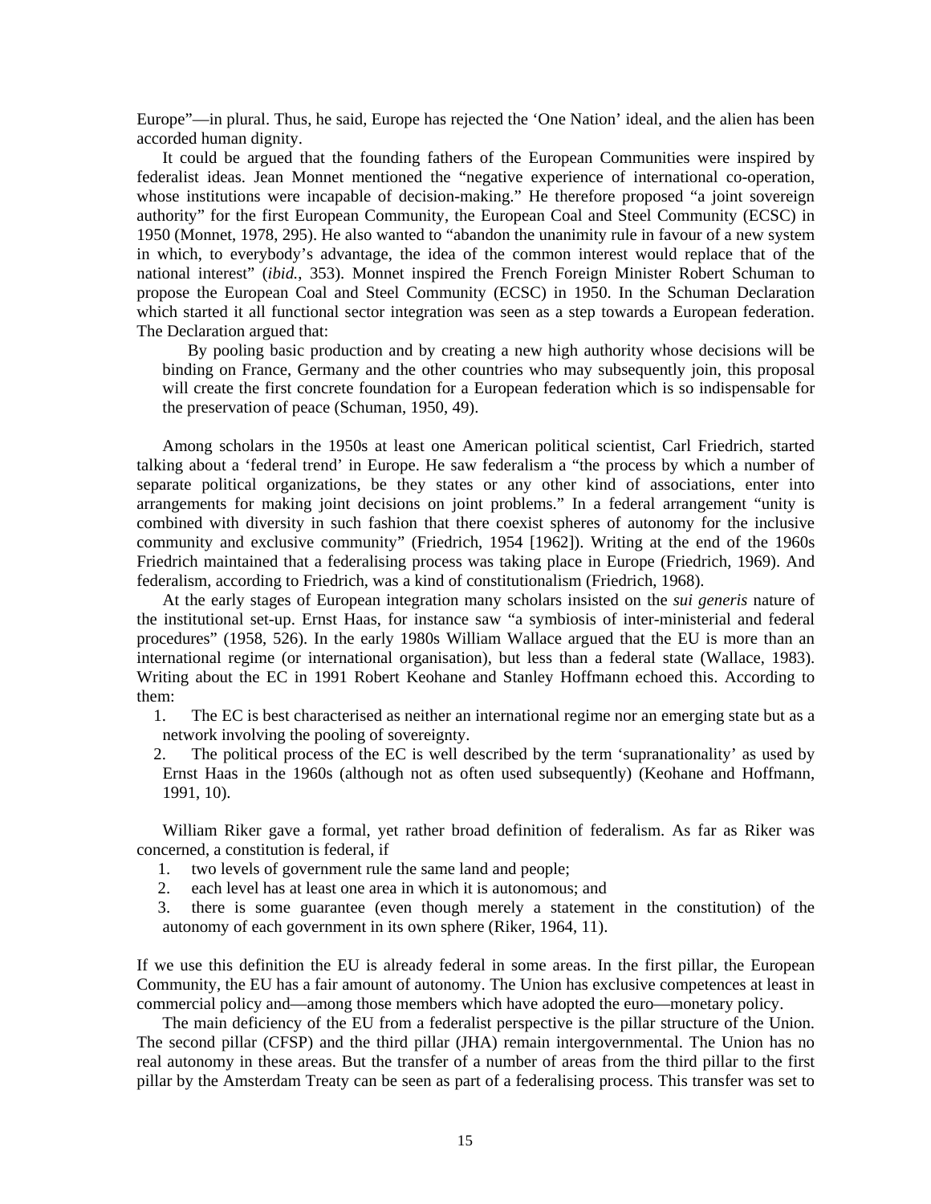Europe"—in plural. Thus, he said, Europe has rejected the 'One Nation' ideal, and the alien has been accorded human dignity.

It could be argued that the founding fathers of the European Communities were inspired by federalist ideas. Jean Monnet mentioned the "negative experience of international co-operation, whose institutions were incapable of decision-making." He therefore proposed "a joint sovereign authority" for the first European Community, the European Coal and Steel Community (ECSC) in 1950 (Monnet, 1978, 295). He also wanted to "abandon the unanimity rule in favour of a new system in which, to everybody's advantage, the idea of the common interest would replace that of the national interest" (*ibid.*, 353). Monnet inspired the French Foreign Minister Robert Schuman to propose the European Coal and Steel Community (ECSC) in 1950. In the Schuman Declaration which started it all functional sector integration was seen as a step towards a European federation. The Declaration argued that:

> By pooling basic production and by creating a new high authority whose decisions will be binding on France, Germany and the other countries who may subsequently join, this proposal will create the first concrete foundation for a European federation which is so indispensable for the preservation of peace (Schuman, 1950, 49).

Among scholars in the 1950s at least one American political scientist, Carl Friedrich, started talking about a 'federal trend' in Europe. He saw federalism a "the process by which a number of separate political organizations, be they states or any other kind of associations, enter into arrangements for making joint decisions on joint problems." In a federal arrangement "unity is combined with diversity in such fashion that there coexist spheres of autonomy for the inclusive community and exclusive community" (Friedrich, 1954 [1962]). Writing at the end of the 1960s Friedrich maintained that a federalising process was taking place in Europe (Friedrich, 1969). And federalism, according to Friedrich, was a kind of constitutionalism (Friedrich, 1968).

At the early stages of European integration many scholars insisted on the *sui generis* nature of the institutional set-up. Ernst Haas, for instance saw "a symbiosis of inter-ministerial and federal procedures" (1958, 526). In the early 1980s William Wallace argued that the EU is more than an international regime (or international organisation), but less than a federal state (Wallace, 1983). Writing about the EC in 1991 Robert Keohane and Stanley Hoffmann echoed this. According to them:

1. The EC is best characterised as neither an international regime nor an emerging state but as a network involving the pooling of sovereignty.
2. The political process of the EC is well described by the term 'supranationality' as used by Ernst Haas in the 1960s (although not as often used subsequently) (Keohane and Hoffmann, 1991, 10).

William Riker gave a formal, yet rather broad definition of federalism. As far as Riker was concerned, a constitution is federal, if

1. two levels of government rule the same land and people;
2. each level has at least one area in which it is autonomous; and
3. there is some guarantee (even though merely a statement in the constitution) of the autonomy of each government in its own sphere (Riker, 1964, 11).

If we use this definition the EU is already federal in some areas. In the first pillar, the European Community, the EU has a fair amount of autonomy. The Union has exclusive competences at least in commercial policy and—among those members which have adopted the euro—monetary policy.

The main deficiency of the EU from a federalist perspective is the pillar structure of the Union. The second pillar (CFSP) and the third pillar (JHA) remain intergovernmental. The Union has no real autonomy in these areas. But the transfer of a number of areas from the third pillar to the first pillar by the Amsterdam Treaty can be seen as part of a federalising process. This transfer was set to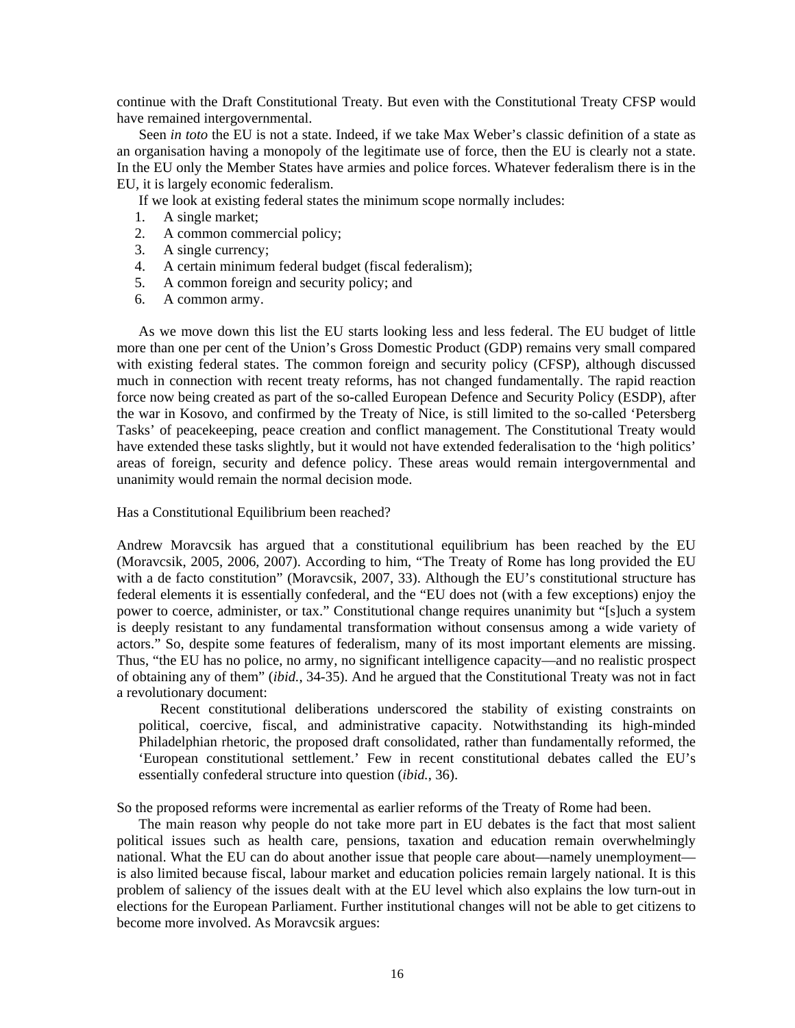continue with the Draft Constitutional Treaty. But even with the Constitutional Treaty CFSP would have remained intergovernmental.

Seen *in toto* the EU is not a state. Indeed, if we take Max Weber's classic definition of a state as an organisation having a monopoly of the legitimate use of force, then the EU is clearly not a state. In the EU only the Member States have armies and police forces. Whatever federalism there is in the EU, it is largely economic federalism.

If we look at existing federal states the minimum scope normally includes:

1. A single market;
2. A common commercial policy;
3. A single currency;
4. A certain minimum federal budget (fiscal federalism);
5. A common foreign and security policy; and
6. A common army.

As we move down this list the EU starts looking less and less federal. The EU budget of little more than one per cent of the Union's Gross Domestic Product (GDP) remains very small compared with existing federal states. The common foreign and security policy (CFSP), although discussed much in connection with recent treaty reforms, has not changed fundamentally. The rapid reaction force now being created as part of the so-called European Defence and Security Policy (ESDP), after the war in Kosovo, and confirmed by the Treaty of Nice, is still limited to the so-called 'Petersberg Tasks' of peacekeeping, peace creation and conflict management. The Constitutional Treaty would have extended these tasks slightly, but it would not have extended federalisation to the 'high politics' areas of foreign, security and defence policy. These areas would remain intergovernmental and unanimity would remain the normal decision mode.

## Has a Constitutional Equilibrium been reached?

Andrew Moravcsik has argued that a constitutional equilibrium has been reached by the EU (Moravcsik, 2005, 2006, 2007). According to him, "The Treaty of Rome has long provided the EU with a de facto constitution" (Moravcsik, 2007, 33). Although the EU's constitutional structure has federal elements it is essentially confederal, and the "EU does not (with a few exceptions) enjoy the power to coerce, administer, or tax." Constitutional change requires unanimity but "[s]uch a system is deeply resistant to any fundamental transformation without consensus among a wide variety of actors." So, despite some features of federalism, many of its most important elements are missing. Thus, "the EU has no police, no army, no significant intelligence capacity—and no realistic prospect of obtaining any of them" (*ibid.*, 34-35). And he argued that the Constitutional Treaty was not in fact a revolutionary document:

> Recent constitutional deliberations underscored the stability of existing constraints on political, coercive, fiscal, and administrative capacity. Notwithstanding its high-minded Philadelphian rhetoric, the proposed draft consolidated, rather than fundamentally reformed, the 'European constitutional settlement.' Few in recent constitutional debates called the EU's essentially confederal structure into question (*ibid.*, 36).

So the proposed reforms were incremental as earlier reforms of the Treaty of Rome had been.

The main reason why people do not take more part in EU debates is the fact that most salient political issues such as health care, pensions, taxation and education remain overwhelmingly national. What the EU can do about another issue that people care about—namely unemployment—is also limited because fiscal, labour market and education policies remain largely national. It is this problem of saliency of the issues dealt with at the EU level which also explains the low turn-out in elections for the European Parliament. Further institutional changes will not be able to get citizens to become more involved. As Moravcsik argues: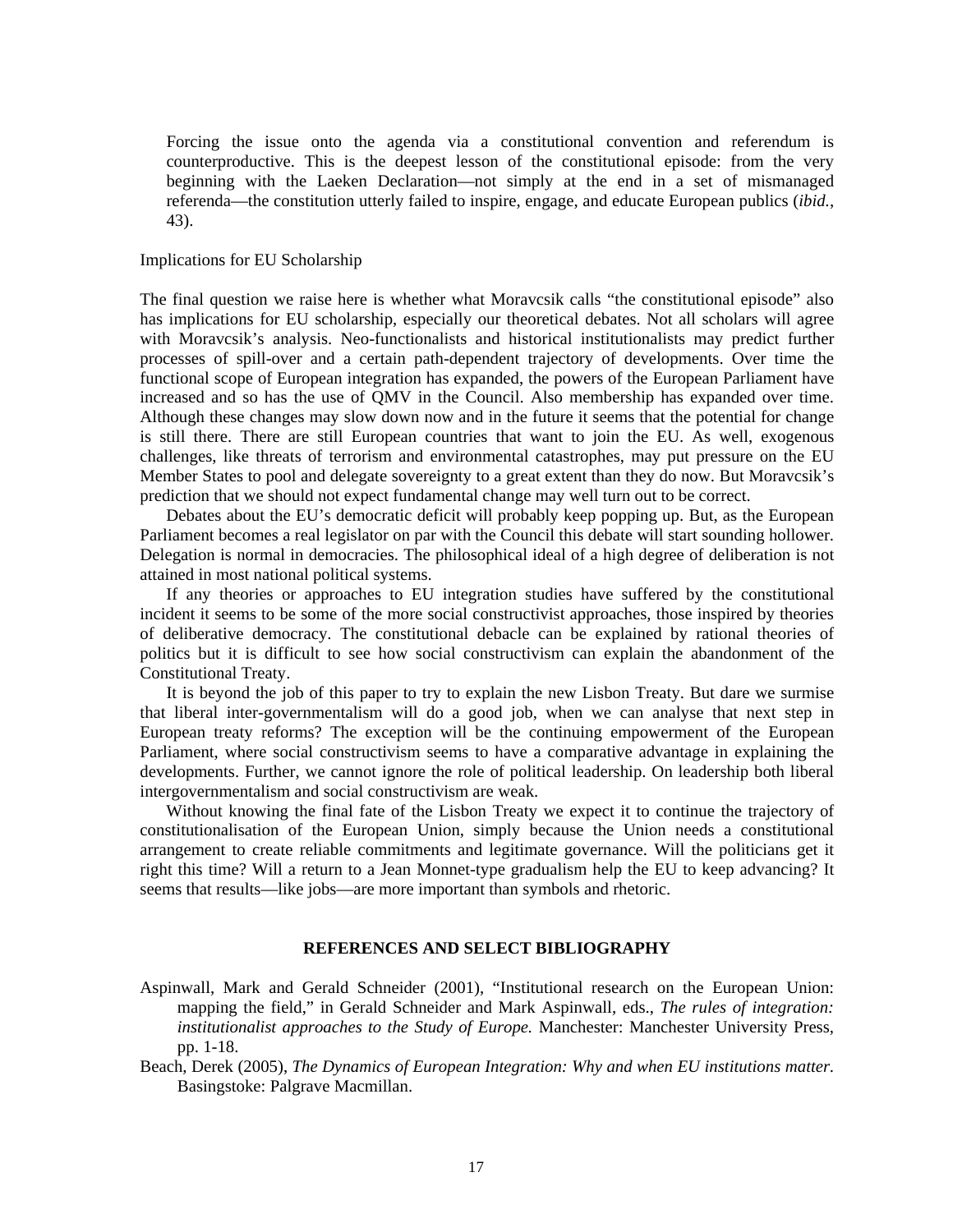> Forcing the issue onto the agenda via a constitutional convention and referendum is counterproductive. This is the deepest lesson of the constitutional episode: from the very beginning with the Laeken Declaration—not simply at the end in a set of mismanaged referenda—the constitution utterly failed to inspire, engage, and educate European publics (*ibid.*, 43).

### Implications for EU Scholarship

The final question we raise here is whether what Moravcsik calls "the constitutional episode" also has implications for EU scholarship, especially our theoretical debates. Not all scholars will agree with Moravcsik's analysis. Neo-functionalists and historical institutionalists may predict further processes of spill-over and a certain path-dependent trajectory of developments. Over time the functional scope of European integration has expanded, the powers of the European Parliament have increased and so has the use of QMV in the Council. Also membership has expanded over time. Although these changes may slow down now and in the future it seems that the potential for change is still there. There are still European countries that want to join the EU. As well, exogenous challenges, like threats of terrorism and environmental catastrophes, may put pressure on the EU Member States to pool and delegate sovereignty to a great extent than they do now. But Moravcsik's prediction that we should not expect fundamental change may well turn out to be correct.

Debates about the EU's democratic deficit will probably keep popping up. But, as the European Parliament becomes a real legislator on par with the Council this debate will start sounding hollower. Delegation is normal in democracies. The philosophical ideal of a high degree of deliberation is not attained in most national political systems.

If any theories or approaches to EU integration studies have suffered by the constitutional incident it seems to be some of the more social constructivist approaches, those inspired by theories of deliberative democracy. The constitutional debacle can be explained by rational theories of politics but it is difficult to see how social constructivism can explain the abandonment of the Constitutional Treaty.

It is beyond the job of this paper to try to explain the new Lisbon Treaty. But dare we surmise that liberal inter-governmentalism will do a good job, when we can analyse that next step in European treaty reforms? The exception will be the continuing empowerment of the European Parliament, where social constructivism seems to have a comparative advantage in explaining the developments. Further, we cannot ignore the role of political leadership. On leadership both liberal intergovernmentalism and social constructivism are weak.

Without knowing the final fate of the Lisbon Treaty we expect it to continue the trajectory of constitutionalisation of the European Union, simply because the Union needs a constitutional arrangement to create reliable commitments and legitimate governance. Will the politicians get it right this time? Will a return to a Jean Monnet-type gradualism help the EU to keep advancing? It seems that results—like jobs—are more important than symbols and rhetoric.

## REFERENCES AND SELECT BIBLIOGRAPHY

Aspinwall, Mark and Gerald Schneider (2001), "Institutional research on the European Union: mapping the field," in Gerald Schneider and Mark Aspinwall, eds., *The rules of integration: institutionalist approaches to the Study of Europe.* Manchester: Manchester University Press, pp. 1-18.

Beach, Derek (2005), *The Dynamics of European Integration: Why and when EU institutions matter.* Basingstoke: Palgrave Macmillan.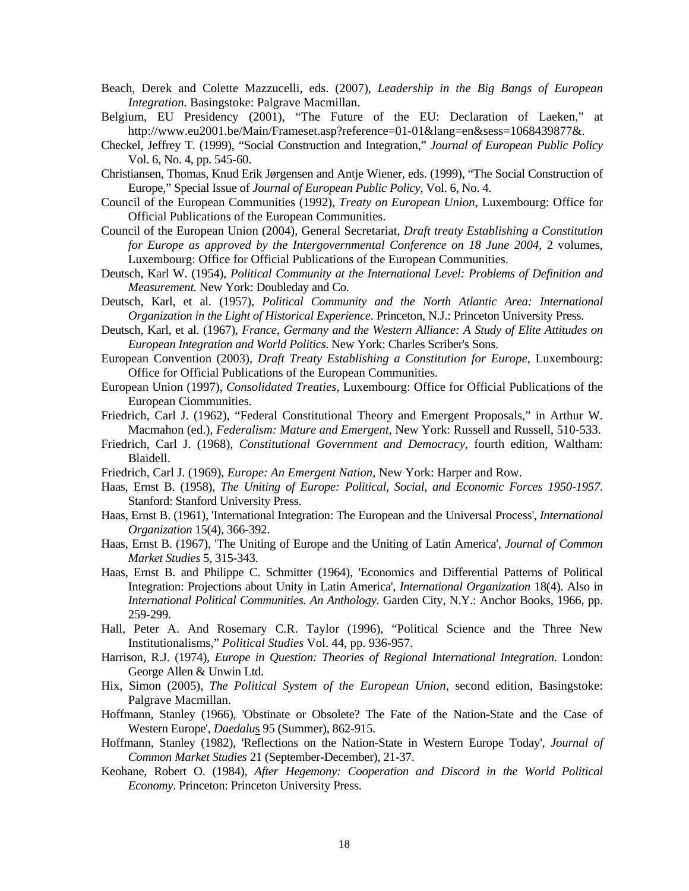Beach, Derek and Colette Mazzucelli, eds. (2007), *Leadership in the Big Bangs of European Integration.* Basingstoke: Palgrave Macmillan.

Belgium, EU Presidency (2001), "The Future of the EU: Declaration of Laeken," at http://www.eu2001.be/Main/Frameset.asp?reference=01-01&lang=en&sess=1068439877&.

Checkel, Jeffrey T. (1999), "Social Construction and Integration," *Journal of European Public Policy* Vol. 6, No. 4, pp. 545-60.

Christiansen, Thomas, Knud Erik Jørgensen and Antje Wiener, eds. (1999), "The Social Construction of Europe," Special Issue of *Journal of European Public Policy*, Vol. 6, No. 4.

Council of the European Communities (1992), *Treaty on European Union*, Luxembourg: Office for Official Publications of the European Communities.

Council of the European Union (2004), General Secretariat, *Draft treaty Establishing a Constitution for Europe as approved by the Intergovernmental Conference on 18 June 2004*, 2 volumes, Luxembourg: Office for Official Publications of the European Communities.

Deutsch, Karl W. (1954), *Political Community at the International Level: Problems of Definition and Measurement.* New York: Doubleday and Co.

Deutsch, Karl, et al. (1957), *Political Community and the North Atlantic Area: International Organization in the Light of Historical Experience*. Princeton, N.J.: Princeton University Press.

Deutsch, Karl, et al. (1967), *France, Germany and the Western Alliance: A Study of Elite Attitudes on European Integration and World Politics.* New York: Charles Scriber's Sons.

European Convention (2003), *Draft Treaty Establishing a Constitution for Europe*, Luxembourg: Office for Official Publications of the European Communities.

European Union (1997), *Consolidated Treaties*, Luxembourg: Office for Official Publications of the European Ciommunities.

Friedrich, Carl J. (1962), "Federal Constitutional Theory and Emergent Proposals," in Arthur W. Macmahon (ed.), *Federalism: Mature and Emergent*, New York: Russell and Russell, 510-533.

Friedrich, Carl J. (1968), *Constitutional Government and Democracy*, fourth edition, Waltham: Blaidell.

Friedrich, Carl J. (1969), *Europe: An Emergent Nation*, New York: Harper and Row.

Haas, Ernst B. (1958), *The Uniting of Europe: Political, Social, and Economic Forces 1950-1957*. Stanford: Stanford University Press.

Haas, Ernst B. (1961), 'International Integration: The European and the Universal Process', *International Organization* 15(4), 366-392.

Haas, Ernst B. (1967), 'The Uniting of Europe and the Uniting of Latin America', *Journal of Common Market Studies* 5, 315-343.

Haas, Ernst B. and Philippe C. Schmitter (1964), 'Economics and Differential Patterns of Political Integration: Projections about Unity in Latin America', *International Organization* 18(4). Also in *International Political Communities. An Anthology*. Garden City, N.Y.: Anchor Books, 1966, pp. 259-299.

Hall, Peter A. And Rosemary C.R. Taylor (1996), "Political Science and the Three New Institutionalisms," *Political Studies* Vol. 44, pp. 936-957.

Harrison, R.J. (1974), *Europe in Question: Theories of Regional International Integration*. London: George Allen & Unwin Ltd.

Hix, Simon (2005), *The Political System of the European Union*, second edition, Basingstoke: Palgrave Macmillan.

Hoffmann, Stanley (1966), 'Obstinate or Obsolete? The Fate of the Nation-State and the Case of Western Europe', *Daedalus* 95 (Summer), 862-915.

Hoffmann, Stanley (1982), 'Reflections on the Nation-State in Western Europe Today', *Journal of Common Market Studies* 21 (September-December), 21-37.

Keohane, Robert O. (1984), *After Hegemony: Cooperation and Discord in the World Political Economy*. Princeton: Princeton University Press.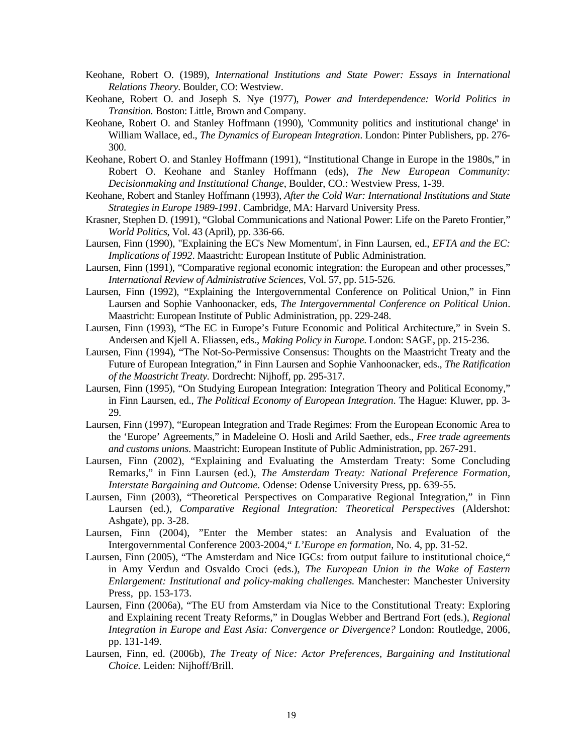Keohane, Robert O. (1989), *International Institutions and State Power: Essays in International Relations Theory*. Boulder, CO: Westview.

Keohane, Robert O. and Joseph S. Nye (1977), *Power and Interdependence: World Politics in Transition.* Boston: Little, Brown and Company.

Keohane, Robert O. and Stanley Hoffmann (1990), 'Community politics and institutional change' in William Wallace, ed., *The Dynamics of European Integration*. London: Pinter Publishers, pp. 276-300.

Keohane, Robert O. and Stanley Hoffmann (1991), "Institutional Change in Europe in the 1980s," in Robert O. Keohane and Stanley Hoffmann (eds), *The New European Community: Decisionmaking and Institutional Change*, Boulder, CO.: Westview Press, 1-39.

Keohane, Robert and Stanley Hoffmann (1993), *After the Cold War: International Institutions and State Strategies in Europe 1989-1991*. Cambridge, MA: Harvard University Press.

Krasner, Stephen D. (1991), "Global Communications and National Power: Life on the Pareto Frontier," *World Politics*, Vol. 43 (April), pp. 336-66.

Laursen, Finn (1990), "Explaining the EC's New Momentum', in Finn Laursen, ed., *EFTA and the EC: Implications of 1992*. Maastricht: European Institute of Public Administration.

Laursen, Finn (1991), "Comparative regional economic integration: the European and other processes," *International Review of Administrative Sciences*, Vol. 57, pp. 515-526.

Laursen, Finn (1992), "Explaining the Intergovernmental Conference on Political Union," in Finn Laursen and Sophie Vanhoonacker, eds, *The Intergovernmental Conference on Political Union*. Maastricht: European Institute of Public Administration, pp. 229-248.

Laursen, Finn (1993), "The EC in Europe's Future Economic and Political Architecture," in Svein S. Andersen and Kjell A. Eliassen, eds., *Making Policy in Europe.* London: SAGE, pp. 215-236.

Laursen, Finn (1994), "The Not-So-Permissive Consensus: Thoughts on the Maastricht Treaty and the Future of European Integration," in Finn Laursen and Sophie Vanhoonacker, eds., *The Ratification of the Maastricht Treaty.* Dordrecht: Nijhoff, pp. 295-317.

Laursen, Finn (1995), "On Studying European Integration: Integration Theory and Political Economy," in Finn Laursen, ed., *The Political Economy of European Integration*. The Hague: Kluwer, pp. 3-29.

Laursen, Finn (1997), "European Integration and Trade Regimes: From the European Economic Area to the 'Europe' Agreements," in Madeleine O. Hosli and Arild Saether, eds., *Free trade agreements and customs unions*. Maastricht: European Institute of Public Administration, pp. 267-291.

Laursen, Finn (2002), "Explaining and Evaluating the Amsterdam Treaty: Some Concluding Remarks," in Finn Laursen (ed.), *The Amsterdam Treaty: National Preference Formation, Interstate Bargaining and Outcome.* Odense: Odense University Press, pp. 639-55.

Laursen, Finn (2003), "Theoretical Perspectives on Comparative Regional Integration," in Finn Laursen (ed.), *Comparative Regional Integration: Theoretical Perspectives* (Aldershot: Ashgate), pp. 3-28.

Laursen, Finn (2004), "Enter the Member states: an Analysis and Evaluation of the Intergovernmental Conference 2003-2004," *L'Europe en formation*, No. 4, pp. 31-52.

Laursen, Finn (2005), "The Amsterdam and Nice IGCs: from output failure to institutional choice," in Amy Verdun and Osvaldo Croci (eds.), *The European Union in the Wake of Eastern Enlargement: Institutional and policy-making challenges.* Manchester: Manchester University Press, pp. 153-173.

Laursen, Finn (2006a), "The EU from Amsterdam via Nice to the Constitutional Treaty: Exploring and Explaining recent Treaty Reforms," in Douglas Webber and Bertrand Fort (eds.), *Regional Integration in Europe and East Asia: Convergence or Divergence?* London: Routledge, 2006, pp. 131-149.

Laursen, Finn, ed. (2006b), *The Treaty of Nice: Actor Preferences, Bargaining and Institutional Choice*. Leiden: Nijhoff/Brill.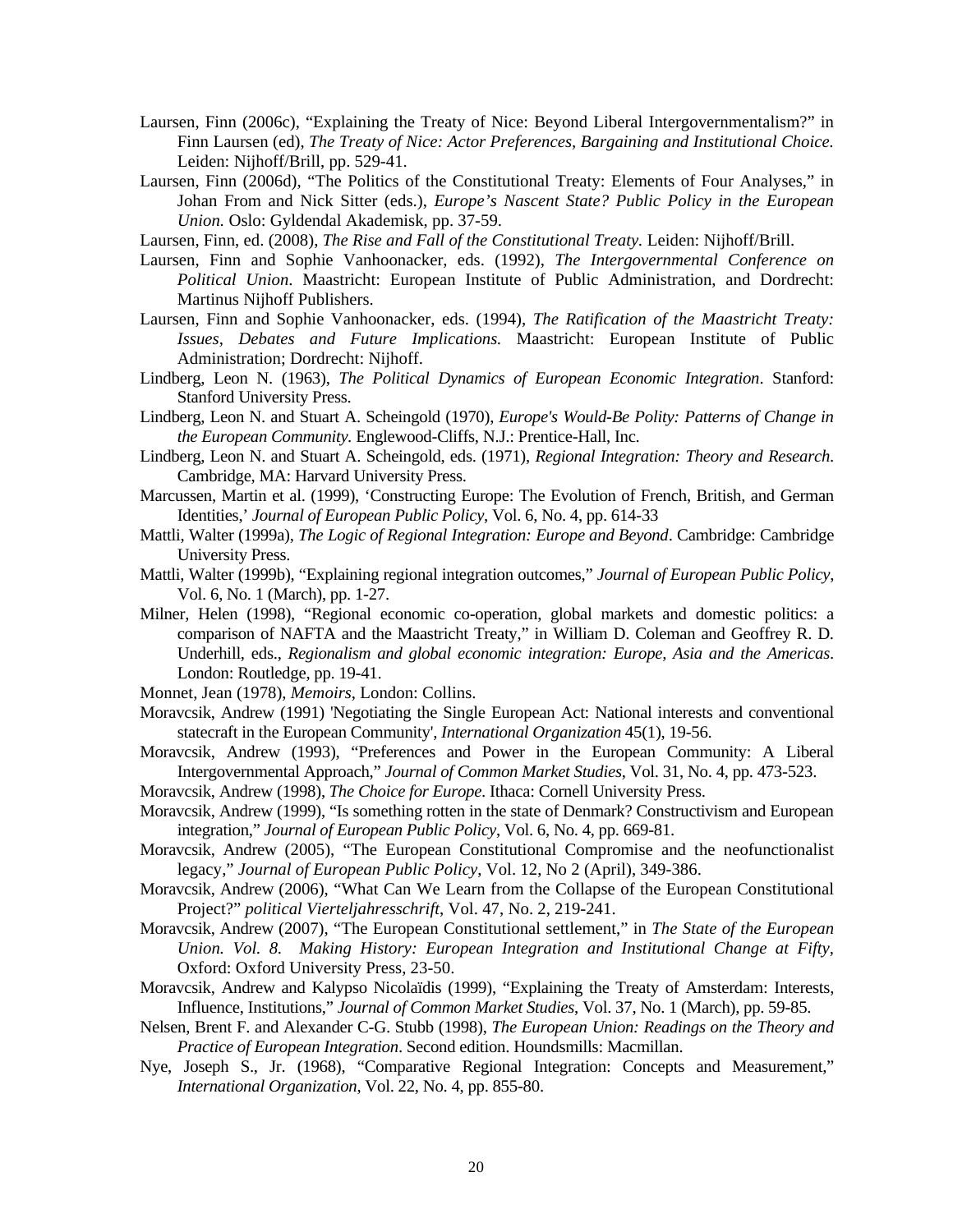Laursen, Finn (2006c), "Explaining the Treaty of Nice: Beyond Liberal Intergovernmentalism?" in Finn Laursen (ed), *The Treaty of Nice: Actor Preferences, Bargaining and Institutional Choice.* Leiden: Nijhoff/Brill, pp. 529-41.

Laursen, Finn (2006d), "The Politics of the Constitutional Treaty: Elements of Four Analyses," in Johan From and Nick Sitter (eds.), *Europe's Nascent State? Public Policy in the European Union.* Oslo: Gyldendal Akademisk, pp. 37-59.

Laursen, Finn, ed. (2008), *The Rise and Fall of the Constitutional Treaty*. Leiden: Nijhoff/Brill.

Laursen, Finn and Sophie Vanhoonacker, eds. (1992), *The Intergovernmental Conference on Political Union*. Maastricht: European Institute of Public Administration, and Dordrecht: Martinus Nijhoff Publishers.

Laursen, Finn and Sophie Vanhoonacker, eds. (1994), *The Ratification of the Maastricht Treaty: Issues, Debates and Future Implications.* Maastricht: European Institute of Public Administration; Dordrecht: Nijhoff.

Lindberg, Leon N. (1963), *The Political Dynamics of European Economic Integration*. Stanford: Stanford University Press.

Lindberg, Leon N. and Stuart A. Scheingold (1970), *Europe's Would-Be Polity: Patterns of Change in the European Community.* Englewood-Cliffs, N.J.: Prentice-Hall, Inc.

Lindberg, Leon N. and Stuart A. Scheingold, eds. (1971), *Regional Integration: Theory and Research*. Cambridge, MA: Harvard University Press.

Marcussen, Martin et al. (1999), 'Constructing Europe: The Evolution of French, British, and German Identities,' *Journal of European Public Policy*, Vol. 6, No. 4, pp. 614-33

Mattli, Walter (1999a), *The Logic of Regional Integration: Europe and Beyond*. Cambridge: Cambridge University Press.

Mattli, Walter (1999b), "Explaining regional integration outcomes," *Journal of European Public Policy*, Vol. 6, No. 1 (March), pp. 1-27.

Milner, Helen (1998), "Regional economic co-operation, global markets and domestic politics: a comparison of NAFTA and the Maastricht Treaty," in William D. Coleman and Geoffrey R. D. Underhill, eds., *Regionalism and global economic integration: Europe, Asia and the Americas*. London: Routledge, pp. 19-41.

Monnet, Jean (1978), *Memoirs*, London: Collins.

Moravcsik, Andrew (1991) 'Negotiating the Single European Act: National interests and conventional statecraft in the European Community', *International Organization* 45(1), 19-56.

Moravcsik, Andrew (1993), "Preferences and Power in the European Community: A Liberal Intergovernmental Approach," *Journal of Common Market Studies*, Vol. 31, No. 4, pp. 473-523.

Moravcsik, Andrew (1998), *The Choice for Europe*. Ithaca: Cornell University Press.

Moravcsik, Andrew (1999), "Is something rotten in the state of Denmark? Constructivism and European integration," *Journal of European Public Policy*, Vol. 6, No. 4, pp. 669-81.

Moravcsik, Andrew (2005), "The European Constitutional Compromise and the neofunctionalist legacy," *Journal of European Public Policy*, Vol. 12, No 2 (April), 349-386.

Moravcsik, Andrew (2006), "What Can We Learn from the Collapse of the European Constitutional Project?" *political Vierteljahresschrift*, Vol. 47, No. 2, 219-241.

Moravcsik, Andrew (2007), "The European Constitutional settlement," in *The State of the European Union. Vol. 8. Making History: European Integration and Institutional Change at Fifty*, Oxford: Oxford University Press, 23-50.

Moravcsik, Andrew and Kalypso Nicolaïdis (1999), "Explaining the Treaty of Amsterdam: Interests, Influence, Institutions," *Journal of Common Market Studies*, Vol. 37, No. 1 (March), pp. 59-85.

Nelsen, Brent F. and Alexander C-G. Stubb (1998), *The European Union: Readings on the Theory and Practice of European Integration*. Second edition. Houndsmills: Macmillan.

Nye, Joseph S., Jr. (1968), "Comparative Regional Integration: Concepts and Measurement," *International Organization*, Vol. 22, No. 4, pp. 855-80.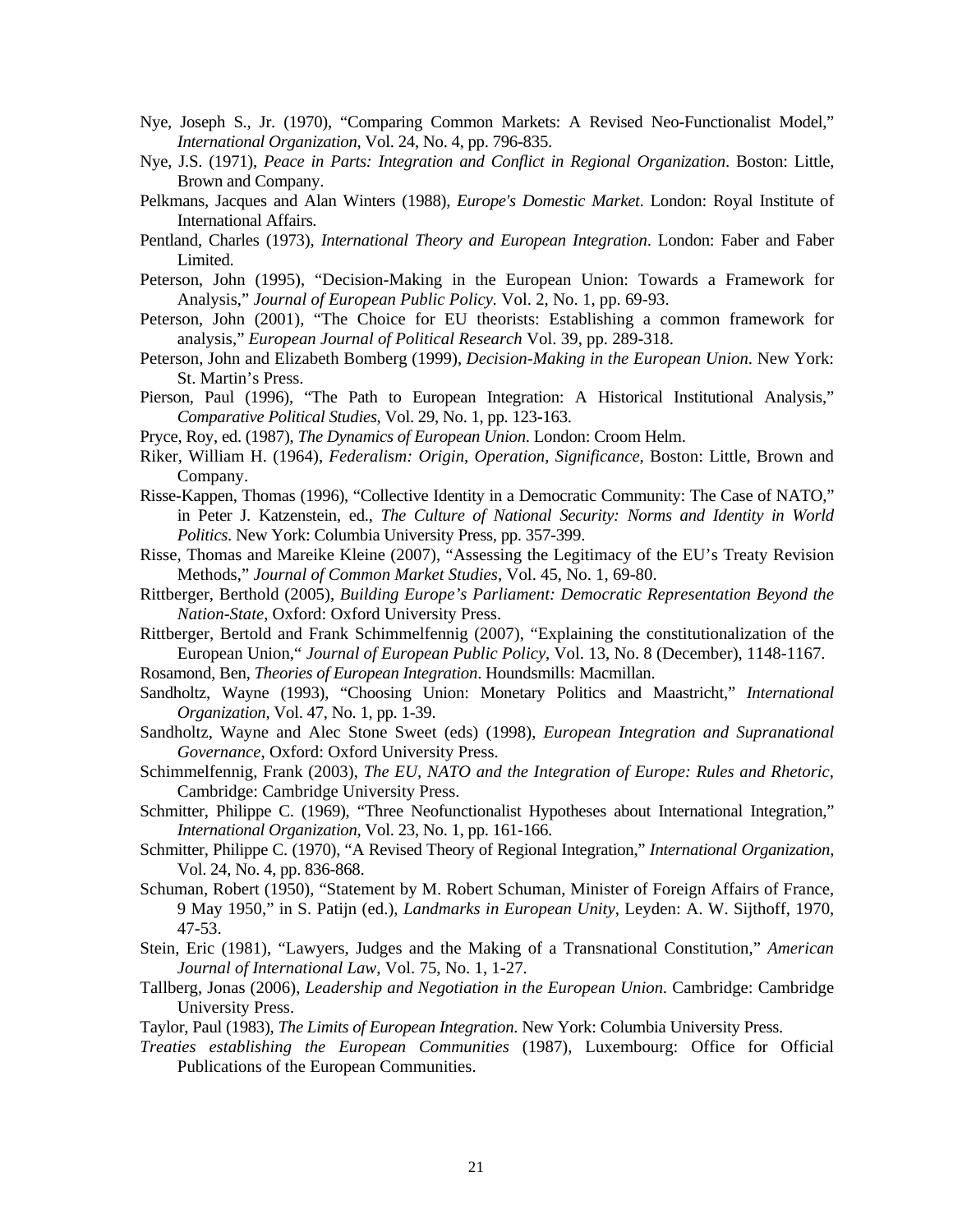Nye, Joseph S., Jr. (1970), "Comparing Common Markets: A Revised Neo-Functionalist Model," *International Organization*, Vol. 24, No. 4, pp. 796-835.

Nye, J.S. (1971), *Peace in Parts: Integration and Conflict in Regional Organization*. Boston: Little, Brown and Company.

Pelkmans, Jacques and Alan Winters (1988), *Europe's Domestic Market*. London: Royal Institute of International Affairs.

Pentland, Charles (1973), *International Theory and European Integration*. London: Faber and Faber Limited.

Peterson, John (1995), "Decision-Making in the European Union: Towards a Framework for Analysis," *Journal of European Public Policy*. Vol. 2, No. 1, pp. 69-93.

Peterson, John (2001), "The Choice for EU theorists: Establishing a common framework for analysis," *European Journal of Political Research* Vol. 39, pp. 289-318.

Peterson, John and Elizabeth Bomberg (1999), *Decision-Making in the European Union*. New York: St. Martin's Press.

Pierson, Paul (1996), "The Path to European Integration: A Historical Institutional Analysis," *Comparative Political Studies*, Vol. 29, No. 1, pp. 123-163.

Pryce, Roy, ed. (1987), *The Dynamics of European Union*. London: Croom Helm.

Riker, William H. (1964), *Federalism: Origin, Operation, Significance*, Boston: Little, Brown and Company.

Risse-Kappen, Thomas (1996), "Collective Identity in a Democratic Community: The Case of NATO," in Peter J. Katzenstein, ed., *The Culture of National Security: Norms and Identity in World Politics*. New York: Columbia University Press, pp. 357-399.

Risse, Thomas and Mareike Kleine (2007), "Assessing the Legitimacy of the EU's Treaty Revision Methods," *Journal of Common Market Studies*, Vol. 45, No. 1, 69-80.

Rittberger, Berthold (2005), *Building Europe's Parliament: Democratic Representation Beyond the Nation-State*, Oxford: Oxford University Press.

Rittberger, Bertold and Frank Schimmelfennig (2007), "Explaining the constitutionalization of the European Union," *Journal of European Public Policy*, Vol. 13, No. 8 (December), 1148-1167.

Rosamond, Ben, *Theories of European Integration*. Houndsmills: Macmillan.

Sandholtz, Wayne (1993), "Choosing Union: Monetary Politics and Maastricht," *International Organization*, Vol. 47, No. 1, pp. 1-39.

Sandholtz, Wayne and Alec Stone Sweet (eds) (1998), *European Integration and Supranational Governance*, Oxford: Oxford University Press.

Schimmelfennig, Frank (2003), *The EU, NATO and the Integration of Europe: Rules and Rhetoric*, Cambridge: Cambridge University Press.

Schmitter, Philippe C. (1969), "Three Neofunctionalist Hypotheses about International Integration," *International Organization*, Vol. 23, No. 1, pp. 161-166.

Schmitter, Philippe C. (1970), "A Revised Theory of Regional Integration," *International Organization*, Vol. 24, No. 4, pp. 836-868.

Schuman, Robert (1950), "Statement by M. Robert Schuman, Minister of Foreign Affairs of France, 9 May 1950," in S. Patijn (ed.), *Landmarks in European Unity*, Leyden: A. W. Sijthoff, 1970, 47-53.

Stein, Eric (1981), "Lawyers, Judges and the Making of a Transnational Constitution," *American Journal of International Law*, Vol. 75, No. 1, 1-27.

Tallberg, Jonas (2006), *Leadership and Negotiation in the European Union*. Cambridge: Cambridge University Press.

Taylor, Paul (1983), *The Limits of European Integration*. New York: Columbia University Press.

*Treaties establishing the European Communities* (1987), Luxembourg: Office for Official Publications of the European Communities.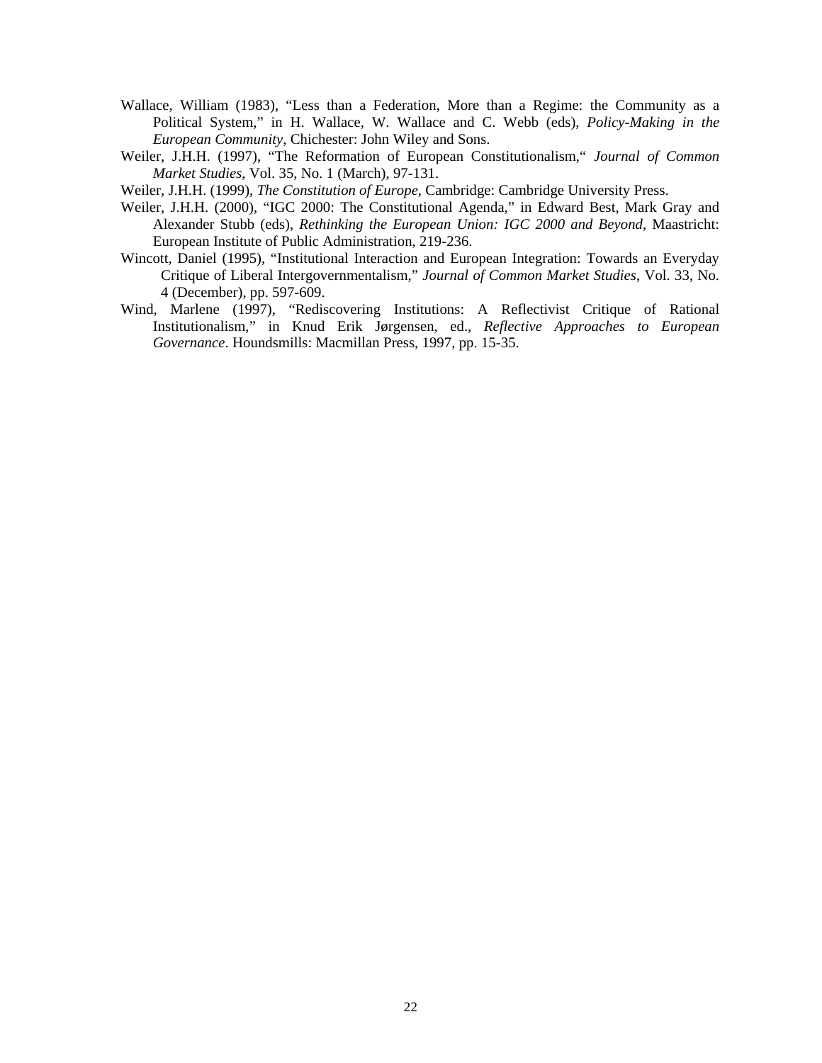Wallace, William (1983), "Less than a Federation, More than a Regime: the Community as a Political System," in H. Wallace, W. Wallace and C. Webb (eds), *Policy-Making in the European Community*, Chichester: John Wiley and Sons.

Weiler, J.H.H. (1997), "The Reformation of European Constitutionalism," *Journal of Common Market Studies*, Vol. 35, No. 1 (March), 97-131.

Weiler, J.H.H. (1999), *The Constitution of Europe*, Cambridge: Cambridge University Press.

Weiler, J.H.H. (2000), "IGC 2000: The Constitutional Agenda," in Edward Best, Mark Gray and Alexander Stubb (eds), *Rethinking the European Union: IGC 2000 and Beyond*, Maastricht: European Institute of Public Administration, 219-236.

Wincott, Daniel (1995), "Institutional Interaction and European Integration: Towards an Everyday Critique of Liberal Intergovernmentalism," *Journal of Common Market Studies*, Vol. 33, No. 4 (December), pp. 597-609.

Wind, Marlene (1997), "Rediscovering Institutions: A Reflectivist Critique of Rational Institutionalism," in Knud Erik Jørgensen, ed., *Reflective Approaches to European Governance*. Houndsmills: Macmillan Press, 1997, pp. 15-35.